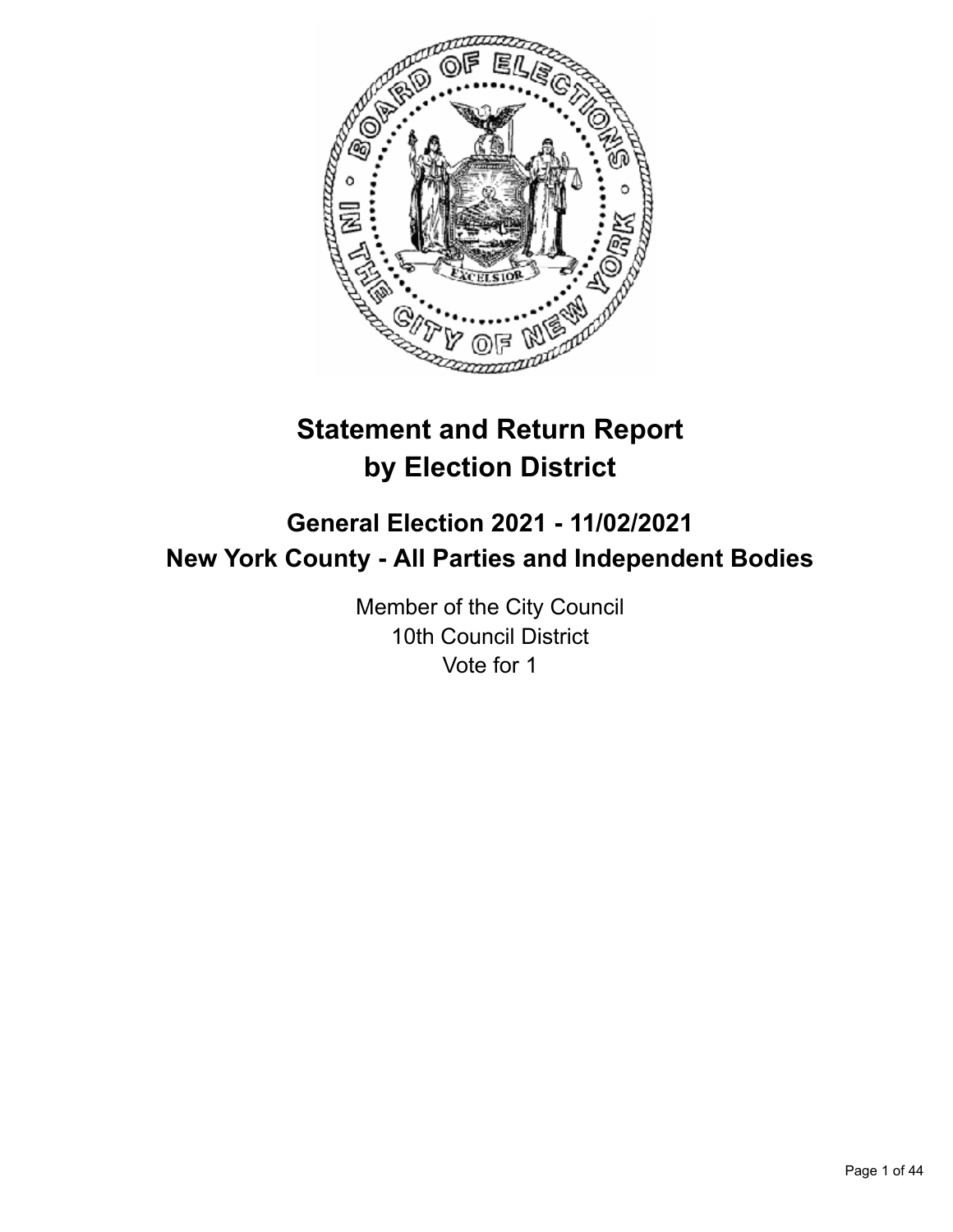# Statement and Return Report by Election District

## General Election 2021 - 11/02/2021
## New York County - All Parties and Independent Bodies

Member of the City Council
10th Council District
Vote for 1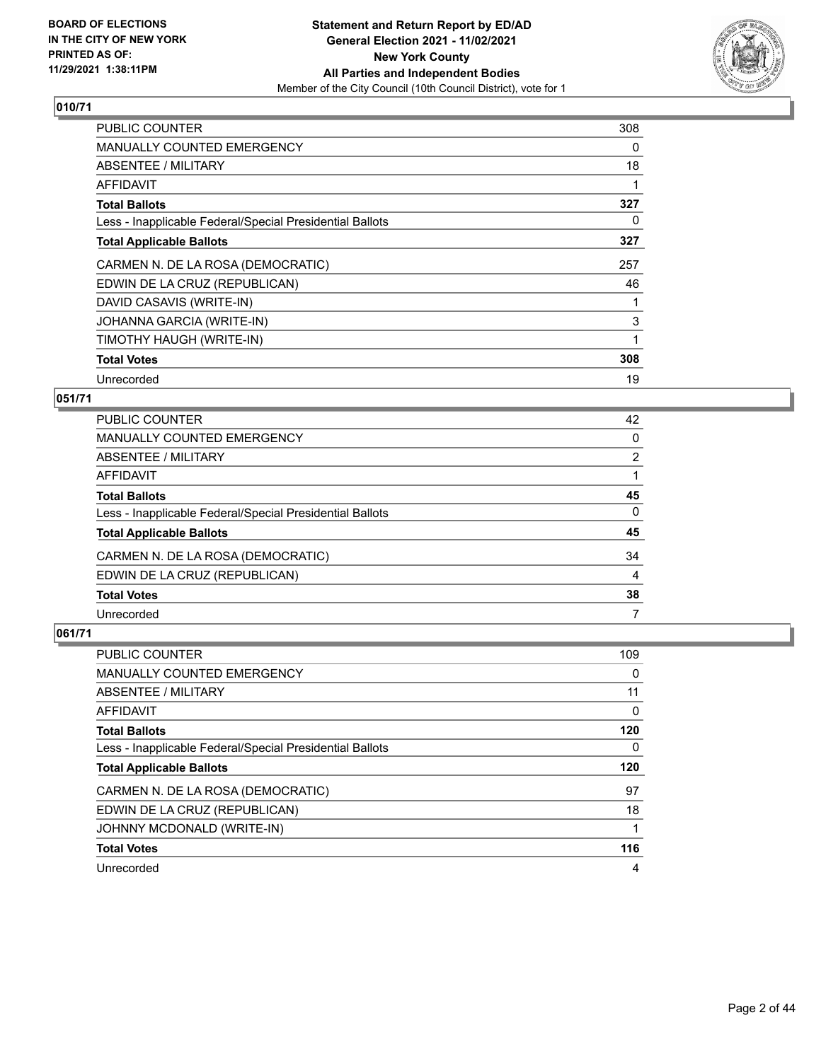**BOARD OF ELECTIONS IN THE CITY OF NEW YORK PRINTED AS OF: 11/29/2021 1:38:11PM**

**Statement and Return Report by ED/AD General Election 2021 - 11/02/2021 New York County All Parties and Independent Bodies**

Member of the City Council (10th Council District), vote for 1

## 010/71

| | |
|---|---|
| PUBLIC COUNTER | 308 |
| MANUALLY COUNTED EMERGENCY | 0 |
| ABSENTEE / MILITARY | 18 |
| AFFIDAVIT | 1 |
| **Total Ballots** | **327** |
| Less - Inapplicable Federal/Special Presidential Ballots | 0 |
| **Total Applicable Ballots** | **327** |
| CARMEN N. DE LA ROSA (DEMOCRATIC) | 257 |
| EDWIN DE LA CRUZ (REPUBLICAN) | 46 |
| DAVID CASAVIS (WRITE-IN) | 1 |
| JOHANNA GARCIA (WRITE-IN) | 3 |
| TIMOTHY HAUGH (WRITE-IN) | 1 |
| **Total Votes** | **308** |
| Unrecorded | 19 |

## 051/71

| | |
|---|---|
| PUBLIC COUNTER | 42 |
| MANUALLY COUNTED EMERGENCY | 0 |
| ABSENTEE / MILITARY | 2 |
| AFFIDAVIT | 1 |
| **Total Ballots** | **45** |
| Less - Inapplicable Federal/Special Presidential Ballots | 0 |
| **Total Applicable Ballots** | **45** |
| CARMEN N. DE LA ROSA (DEMOCRATIC) | 34 |
| EDWIN DE LA CRUZ (REPUBLICAN) | 4 |
| **Total Votes** | **38** |
| Unrecorded | 7 |

## 061/71

| | |
|---|---|
| PUBLIC COUNTER | 109 |
| MANUALLY COUNTED EMERGENCY | 0 |
| ABSENTEE / MILITARY | 11 |
| AFFIDAVIT | 0 |
| **Total Ballots** | **120** |
| Less - Inapplicable Federal/Special Presidential Ballots | 0 |
| **Total Applicable Ballots** | **120** |
| CARMEN N. DE LA ROSA (DEMOCRATIC) | 97 |
| EDWIN DE LA CRUZ (REPUBLICAN) | 18 |
| JOHNNY MCDONALD (WRITE-IN) | 1 |
| **Total Votes** | **116** |
| Unrecorded | 4 |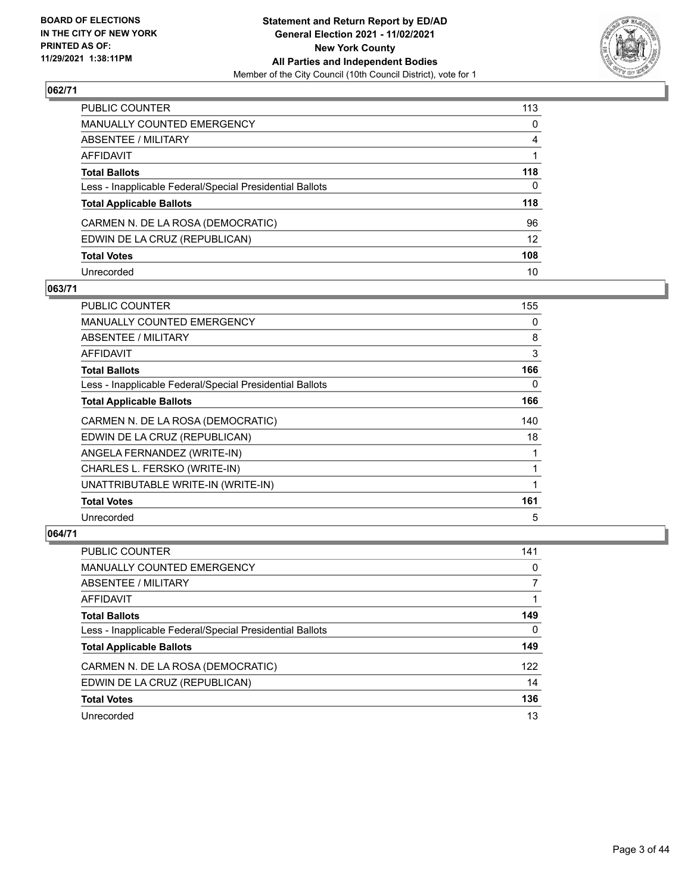## 062/71

| | |
|---|---|
| PUBLIC COUNTER | 113 |
| MANUALLY COUNTED EMERGENCY | 0 |
| ABSENTEE / MILITARY | 4 |
| AFFIDAVIT | 1 |
| **Total Ballots** | **118** |
| Less - Inapplicable Federal/Special Presidential Ballots | 0 |
| **Total Applicable Ballots** | **118** |
| CARMEN N. DE LA ROSA (DEMOCRATIC) | 96 |
| EDWIN DE LA CRUZ (REPUBLICAN) | 12 |
| **Total Votes** | **108** |
| Unrecorded | 10 |

## 063/71

| | |
|---|---|
| PUBLIC COUNTER | 155 |
| MANUALLY COUNTED EMERGENCY | 0 |
| ABSENTEE / MILITARY | 8 |
| AFFIDAVIT | 3 |
| **Total Ballots** | **166** |
| Less - Inapplicable Federal/Special Presidential Ballots | 0 |
| **Total Applicable Ballots** | **166** |
| CARMEN N. DE LA ROSA (DEMOCRATIC) | 140 |
| EDWIN DE LA CRUZ (REPUBLICAN) | 18 |
| ANGELA FERNANDEZ (WRITE-IN) | 1 |
| CHARLES L. FERSKO (WRITE-IN) | 1 |
| UNATTRIBUTABLE WRITE-IN (WRITE-IN) | 1 |
| **Total Votes** | **161** |
| Unrecorded | 5 |

## 064/71

| | |
|---|---|
| PUBLIC COUNTER | 141 |
| MANUALLY COUNTED EMERGENCY | 0 |
| ABSENTEE / MILITARY | 7 |
| AFFIDAVIT | 1 |
| **Total Ballots** | **149** |
| Less - Inapplicable Federal/Special Presidential Ballots | 0 |
| **Total Applicable Ballots** | **149** |
| CARMEN N. DE LA ROSA (DEMOCRATIC) | 122 |
| EDWIN DE LA CRUZ (REPUBLICAN) | 14 |
| **Total Votes** | **136** |
| Unrecorded | 13 |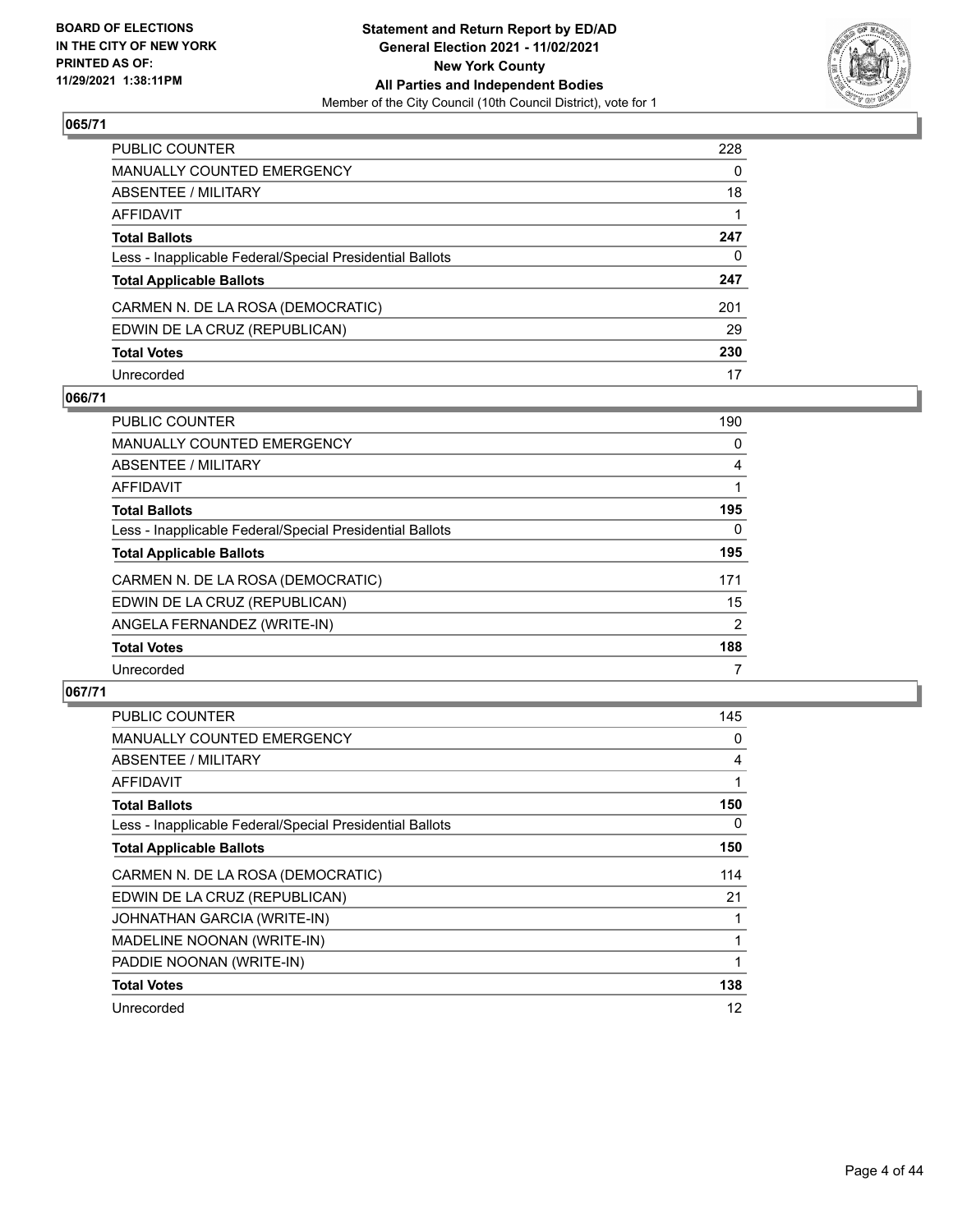## 065/71

| | |
|---|---|
| PUBLIC COUNTER | 228 |
| MANUALLY COUNTED EMERGENCY | 0 |
| ABSENTEE / MILITARY | 18 |
| AFFIDAVIT | 1 |
| **Total Ballots** | **247** |
| Less - Inapplicable Federal/Special Presidential Ballots | 0 |
| **Total Applicable Ballots** | **247** |
| CARMEN N. DE LA ROSA (DEMOCRATIC) | 201 |
| EDWIN DE LA CRUZ (REPUBLICAN) | 29 |
| **Total Votes** | **230** |
| Unrecorded | 17 |

## 066/71

| | |
|---|---|
| PUBLIC COUNTER | 190 |
| MANUALLY COUNTED EMERGENCY | 0 |
| ABSENTEE / MILITARY | 4 |
| AFFIDAVIT | 1 |
| **Total Ballots** | **195** |
| Less - Inapplicable Federal/Special Presidential Ballots | 0 |
| **Total Applicable Ballots** | **195** |
| CARMEN N. DE LA ROSA (DEMOCRATIC) | 171 |
| EDWIN DE LA CRUZ (REPUBLICAN) | 15 |
| ANGELA FERNANDEZ (WRITE-IN) | 2 |
| **Total Votes** | **188** |
| Unrecorded | 7 |

## 067/71

| | |
|---|---|
| PUBLIC COUNTER | 145 |
| MANUALLY COUNTED EMERGENCY | 0 |
| ABSENTEE / MILITARY | 4 |
| AFFIDAVIT | 1 |
| **Total Ballots** | **150** |
| Less - Inapplicable Federal/Special Presidential Ballots | 0 |
| **Total Applicable Ballots** | **150** |
| CARMEN N. DE LA ROSA (DEMOCRATIC) | 114 |
| EDWIN DE LA CRUZ (REPUBLICAN) | 21 |
| JOHNATHAN GARCIA (WRITE-IN) | 1 |
| MADELINE NOONAN (WRITE-IN) | 1 |
| PADDIE NOONAN (WRITE-IN) | 1 |
| **Total Votes** | **138** |
| Unrecorded | 12 |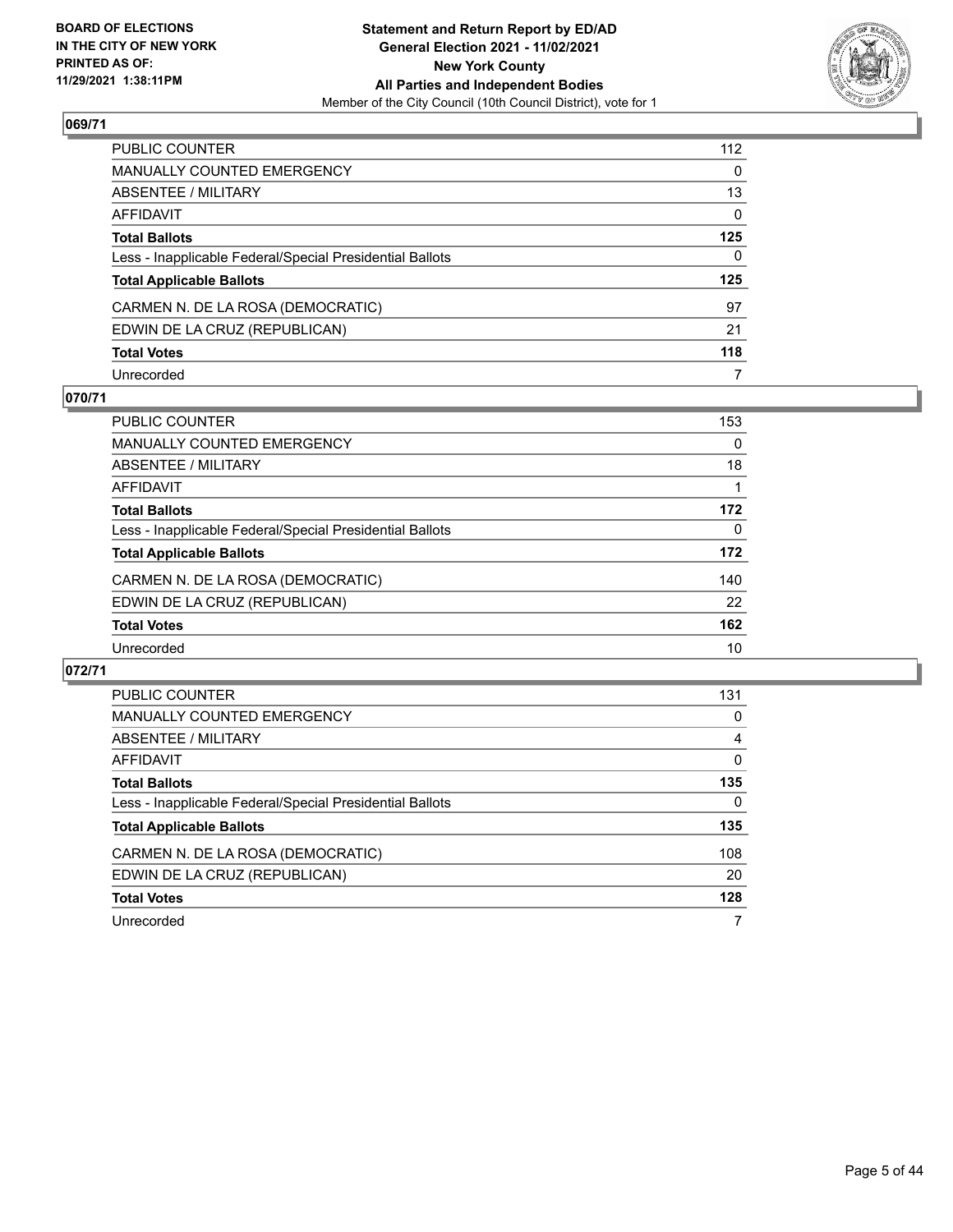## 069/71

| | |
|---|---|
| PUBLIC COUNTER | 112 |
| MANUALLY COUNTED EMERGENCY | 0 |
| ABSENTEE / MILITARY | 13 |
| AFFIDAVIT | 0 |
| **Total Ballots** | **125** |
| Less - Inapplicable Federal/Special Presidential Ballots | 0 |
| **Total Applicable Ballots** | **125** |
| CARMEN N. DE LA ROSA (DEMOCRATIC) | 97 |
| EDWIN DE LA CRUZ (REPUBLICAN) | 21 |
| **Total Votes** | **118** |
| Unrecorded | 7 |

## 070/71

| | |
|---|---|
| PUBLIC COUNTER | 153 |
| MANUALLY COUNTED EMERGENCY | 0 |
| ABSENTEE / MILITARY | 18 |
| AFFIDAVIT | 1 |
| **Total Ballots** | **172** |
| Less - Inapplicable Federal/Special Presidential Ballots | 0 |
| **Total Applicable Ballots** | **172** |
| CARMEN N. DE LA ROSA (DEMOCRATIC) | 140 |
| EDWIN DE LA CRUZ (REPUBLICAN) | 22 |
| **Total Votes** | **162** |
| Unrecorded | 10 |

## 072/71

| | |
|---|---|
| PUBLIC COUNTER | 131 |
| MANUALLY COUNTED EMERGENCY | 0 |
| ABSENTEE / MILITARY | 4 |
| AFFIDAVIT | 0 |
| **Total Ballots** | **135** |
| Less - Inapplicable Federal/Special Presidential Ballots | 0 |
| **Total Applicable Ballots** | **135** |
| CARMEN N. DE LA ROSA (DEMOCRATIC) | 108 |
| EDWIN DE LA CRUZ (REPUBLICAN) | 20 |
| **Total Votes** | **128** |
| Unrecorded | 7 |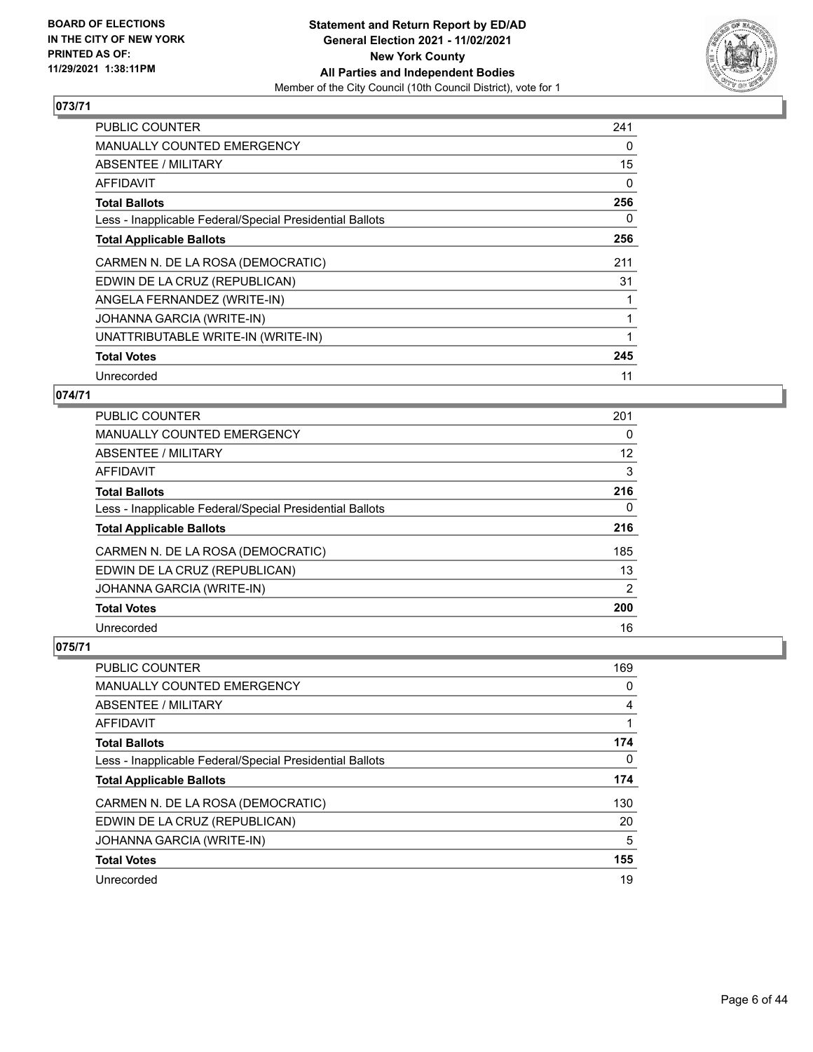**BOARD OF ELECTIONS IN THE CITY OF NEW YORK PRINTED AS OF: 11/29/2021 1:38:11PM**

**Statement and Return Report by ED/AD General Election 2021 - 11/02/2021 New York County All Parties and Independent Bodies**

Member of the City Council (10th Council District), vote for 1

## 073/71

| | |
|---|---|
| PUBLIC COUNTER | 241 |
| MANUALLY COUNTED EMERGENCY | 0 |
| ABSENTEE / MILITARY | 15 |
| AFFIDAVIT | 0 |
| **Total Ballots** | **256** |
| Less - Inapplicable Federal/Special Presidential Ballots | 0 |
| **Total Applicable Ballots** | **256** |
| CARMEN N. DE LA ROSA (DEMOCRATIC) | 211 |
| EDWIN DE LA CRUZ (REPUBLICAN) | 31 |
| ANGELA FERNANDEZ (WRITE-IN) | 1 |
| JOHANNA GARCIA (WRITE-IN) | 1 |
| UNATTRIBUTABLE WRITE-IN (WRITE-IN) | 1 |
| **Total Votes** | **245** |
| Unrecorded | 11 |

## 074/71

| | |
|---|---|
| PUBLIC COUNTER | 201 |
| MANUALLY COUNTED EMERGENCY | 0 |
| ABSENTEE / MILITARY | 12 |
| AFFIDAVIT | 3 |
| **Total Ballots** | **216** |
| Less - Inapplicable Federal/Special Presidential Ballots | 0 |
| **Total Applicable Ballots** | **216** |
| CARMEN N. DE LA ROSA (DEMOCRATIC) | 185 |
| EDWIN DE LA CRUZ (REPUBLICAN) | 13 |
| JOHANNA GARCIA (WRITE-IN) | 2 |
| **Total Votes** | **200** |
| Unrecorded | 16 |

## 075/71

| | |
|---|---|
| PUBLIC COUNTER | 169 |
| MANUALLY COUNTED EMERGENCY | 0 |
| ABSENTEE / MILITARY | 4 |
| AFFIDAVIT | 1 |
| **Total Ballots** | **174** |
| Less - Inapplicable Federal/Special Presidential Ballots | 0 |
| **Total Applicable Ballots** | **174** |
| CARMEN N. DE LA ROSA (DEMOCRATIC) | 130 |
| EDWIN DE LA CRUZ (REPUBLICAN) | 20 |
| JOHANNA GARCIA (WRITE-IN) | 5 |
| **Total Votes** | **155** |
| Unrecorded | 19 |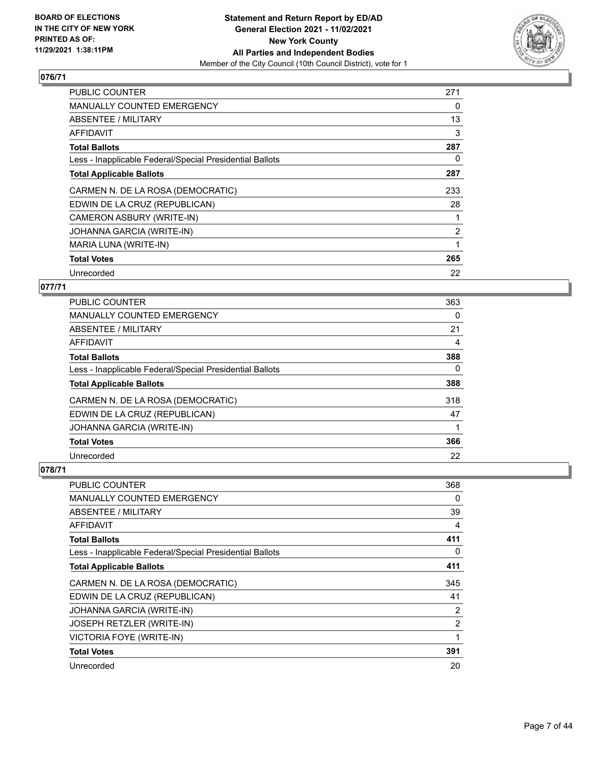**BOARD OF ELECTIONS IN THE CITY OF NEW YORK PRINTED AS OF: 11/29/2021 1:38:11PM**

**Statement and Return Report by ED/AD General Election 2021 - 11/02/2021 New York County All Parties and Independent Bodies**
Member of the City Council (10th Council District), vote for 1

## 076/71

| | |
|---|---|
| PUBLIC COUNTER | 271 |
| MANUALLY COUNTED EMERGENCY | 0 |
| ABSENTEE / MILITARY | 13 |
| AFFIDAVIT | 3 |
| **Total Ballots** | **287** |
| Less - Inapplicable Federal/Special Presidential Ballots | 0 |
| **Total Applicable Ballots** | **287** |
| CARMEN N. DE LA ROSA (DEMOCRATIC) | 233 |
| EDWIN DE LA CRUZ (REPUBLICAN) | 28 |
| CAMERON ASBURY (WRITE-IN) | 1 |
| JOHANNA GARCIA (WRITE-IN) | 2 |
| MARIA LUNA (WRITE-IN) | 1 |
| **Total Votes** | **265** |
| Unrecorded | 22 |

## 077/71

| | |
|---|---|
| PUBLIC COUNTER | 363 |
| MANUALLY COUNTED EMERGENCY | 0 |
| ABSENTEE / MILITARY | 21 |
| AFFIDAVIT | 4 |
| **Total Ballots** | **388** |
| Less - Inapplicable Federal/Special Presidential Ballots | 0 |
| **Total Applicable Ballots** | **388** |
| CARMEN N. DE LA ROSA (DEMOCRATIC) | 318 |
| EDWIN DE LA CRUZ (REPUBLICAN) | 47 |
| JOHANNA GARCIA (WRITE-IN) | 1 |
| **Total Votes** | **366** |
| Unrecorded | 22 |

## 078/71

| | |
|---|---|
| PUBLIC COUNTER | 368 |
| MANUALLY COUNTED EMERGENCY | 0 |
| ABSENTEE / MILITARY | 39 |
| AFFIDAVIT | 4 |
| **Total Ballots** | **411** |
| Less - Inapplicable Federal/Special Presidential Ballots | 0 |
| **Total Applicable Ballots** | **411** |
| CARMEN N. DE LA ROSA (DEMOCRATIC) | 345 |
| EDWIN DE LA CRUZ (REPUBLICAN) | 41 |
| JOHANNA GARCIA (WRITE-IN) | 2 |
| JOSEPH RETZLER (WRITE-IN) | 2 |
| VICTORIA FOYE (WRITE-IN) | 1 |
| **Total Votes** | **391** |
| Unrecorded | 20 |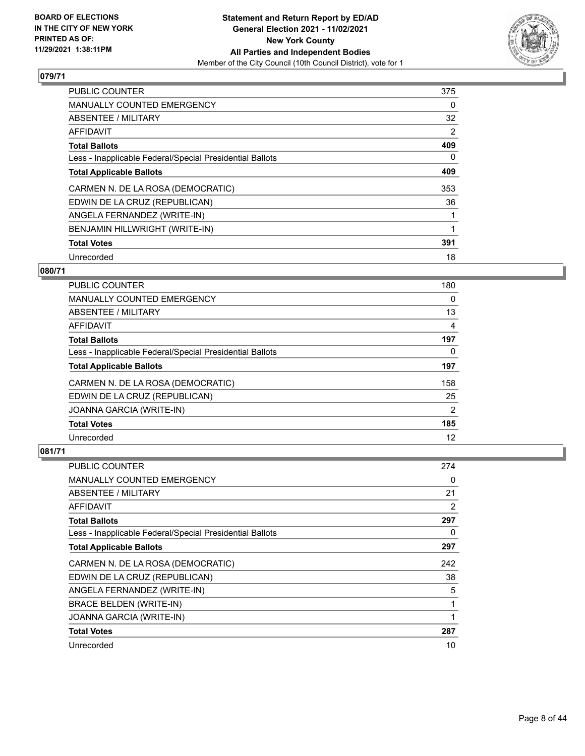**BOARD OF ELECTIONS IN THE CITY OF NEW YORK PRINTED AS OF: 11/29/2021 1:38:11PM**

**Statement and Return Report by ED/AD General Election 2021 - 11/02/2021 New York County All Parties and Independent Bodies**
Member of the City Council (10th Council District), vote for 1

## 079/71

| | |
|---|---|
| PUBLIC COUNTER | 375 |
| MANUALLY COUNTED EMERGENCY | 0 |
| ABSENTEE / MILITARY | 32 |
| AFFIDAVIT | 2 |
| **Total Ballots** | **409** |
| Less - Inapplicable Federal/Special Presidential Ballots | 0 |
| **Total Applicable Ballots** | **409** |
| CARMEN N. DE LA ROSA (DEMOCRATIC) | 353 |
| EDWIN DE LA CRUZ (REPUBLICAN) | 36 |
| ANGELA FERNANDEZ (WRITE-IN) | 1 |
| BENJAMIN HILLWRIGHT (WRITE-IN) | 1 |
| **Total Votes** | **391** |
| Unrecorded | 18 |

## 080/71

| | |
|---|---|
| PUBLIC COUNTER | 180 |
| MANUALLY COUNTED EMERGENCY | 0 |
| ABSENTEE / MILITARY | 13 |
| AFFIDAVIT | 4 |
| **Total Ballots** | **197** |
| Less - Inapplicable Federal/Special Presidential Ballots | 0 |
| **Total Applicable Ballots** | **197** |
| CARMEN N. DE LA ROSA (DEMOCRATIC) | 158 |
| EDWIN DE LA CRUZ (REPUBLICAN) | 25 |
| JOANNA GARCIA (WRITE-IN) | 2 |
| **Total Votes** | **185** |
| Unrecorded | 12 |

## 081/71

| | |
|---|---|
| PUBLIC COUNTER | 274 |
| MANUALLY COUNTED EMERGENCY | 0 |
| ABSENTEE / MILITARY | 21 |
| AFFIDAVIT | 2 |
| **Total Ballots** | **297** |
| Less - Inapplicable Federal/Special Presidential Ballots | 0 |
| **Total Applicable Ballots** | **297** |
| CARMEN N. DE LA ROSA (DEMOCRATIC) | 242 |
| EDWIN DE LA CRUZ (REPUBLICAN) | 38 |
| ANGELA FERNANDEZ (WRITE-IN) | 5 |
| BRACE BELDEN (WRITE-IN) | 1 |
| JOANNA GARCIA (WRITE-IN) | 1 |
| **Total Votes** | **287** |
| Unrecorded | 10 |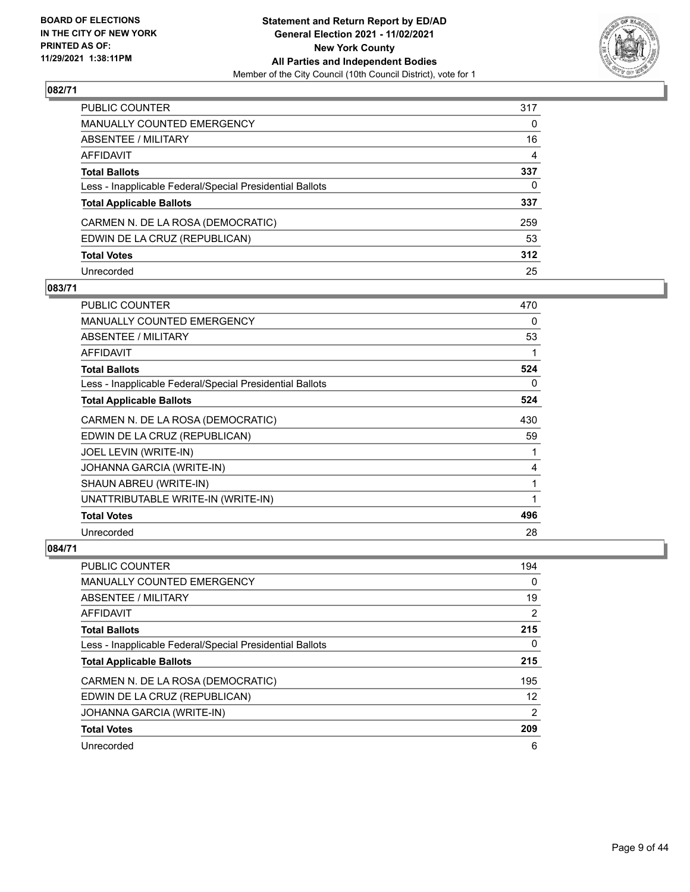## 082/71

| | |
|---|---|
| PUBLIC COUNTER | 317 |
| MANUALLY COUNTED EMERGENCY | 0 |
| ABSENTEE / MILITARY | 16 |
| AFFIDAVIT | 4 |
| **Total Ballots** | **337** |
| Less - Inapplicable Federal/Special Presidential Ballots | 0 |
| **Total Applicable Ballots** | **337** |
| CARMEN N. DE LA ROSA (DEMOCRATIC) | 259 |
| EDWIN DE LA CRUZ (REPUBLICAN) | 53 |
| **Total Votes** | **312** |
| Unrecorded | 25 |

## 083/71

| | |
|---|---|
| PUBLIC COUNTER | 470 |
| MANUALLY COUNTED EMERGENCY | 0 |
| ABSENTEE / MILITARY | 53 |
| AFFIDAVIT | 1 |
| **Total Ballots** | **524** |
| Less - Inapplicable Federal/Special Presidential Ballots | 0 |
| **Total Applicable Ballots** | **524** |
| CARMEN N. DE LA ROSA (DEMOCRATIC) | 430 |
| EDWIN DE LA CRUZ (REPUBLICAN) | 59 |
| JOEL LEVIN (WRITE-IN) | 1 |
| JOHANNA GARCIA (WRITE-IN) | 4 |
| SHAUN ABREU (WRITE-IN) | 1 |
| UNATTRIBUTABLE WRITE-IN (WRITE-IN) | 1 |
| **Total Votes** | **496** |
| Unrecorded | 28 |

## 084/71

| | |
|---|---|
| PUBLIC COUNTER | 194 |
| MANUALLY COUNTED EMERGENCY | 0 |
| ABSENTEE / MILITARY | 19 |
| AFFIDAVIT | 2 |
| **Total Ballots** | **215** |
| Less - Inapplicable Federal/Special Presidential Ballots | 0 |
| **Total Applicable Ballots** | **215** |
| CARMEN N. DE LA ROSA (DEMOCRATIC) | 195 |
| EDWIN DE LA CRUZ (REPUBLICAN) | 12 |
| JOHANNA GARCIA (WRITE-IN) | 2 |
| **Total Votes** | **209** |
| Unrecorded | 6 |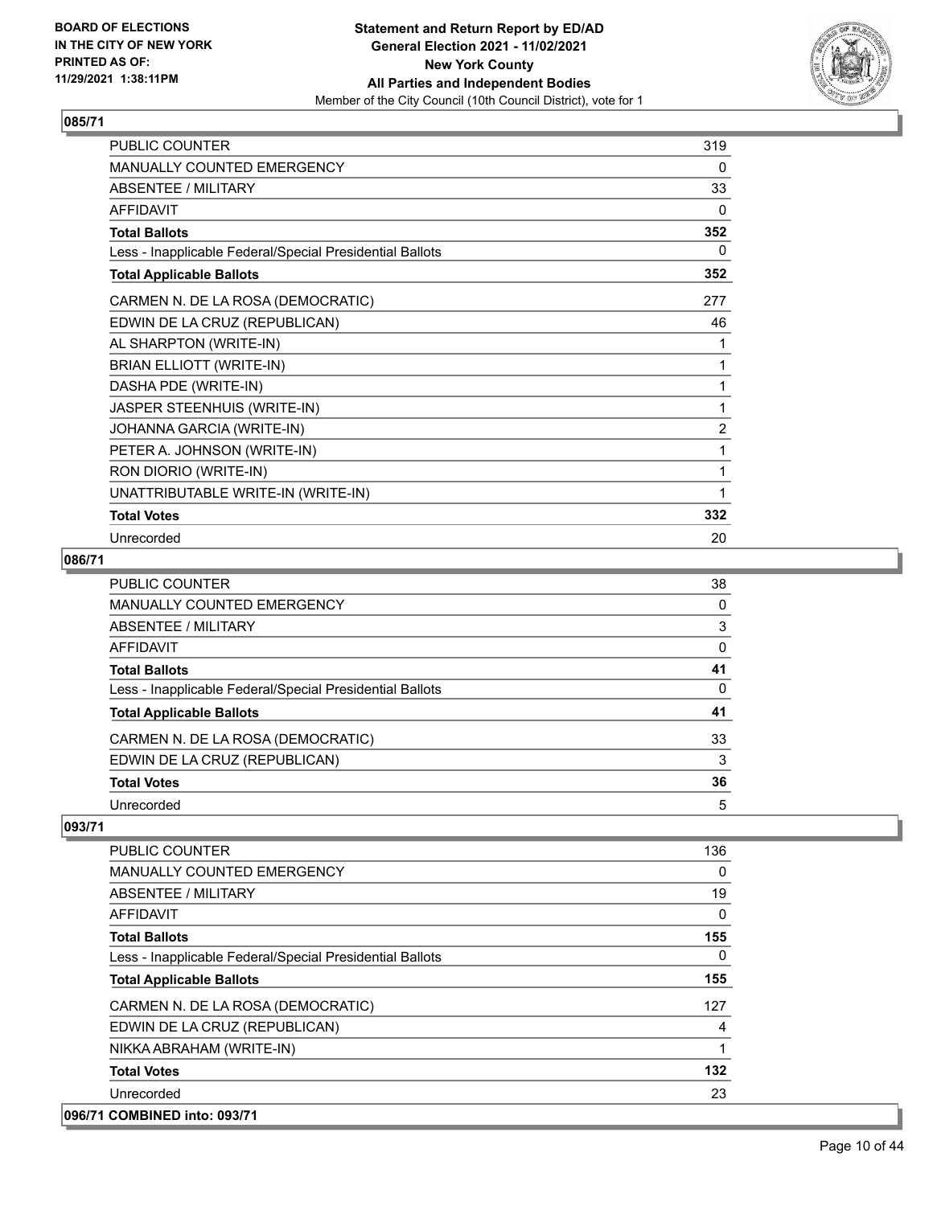## 085/71

| | |
|---|---|
| PUBLIC COUNTER | 319 |
| MANUALLY COUNTED EMERGENCY | 0 |
| ABSENTEE / MILITARY | 33 |
| AFFIDAVIT | 0 |
| **Total Ballots** | **352** |
| Less - Inapplicable Federal/Special Presidential Ballots | 0 |
| **Total Applicable Ballots** | **352** |
| CARMEN N. DE LA ROSA (DEMOCRATIC) | 277 |
| EDWIN DE LA CRUZ (REPUBLICAN) | 46 |
| AL SHARPTON (WRITE-IN) | 1 |
| BRIAN ELLIOTT (WRITE-IN) | 1 |
| DASHA PDE (WRITE-IN) | 1 |
| JASPER STEENHUIS (WRITE-IN) | 1 |
| JOHANNA GARCIA (WRITE-IN) | 2 |
| PETER A. JOHNSON (WRITE-IN) | 1 |
| RON DIORIO (WRITE-IN) | 1 |
| UNATTRIBUTABLE WRITE-IN (WRITE-IN) | 1 |
| **Total Votes** | **332** |
| Unrecorded | 20 |

## 086/71

| | |
|---|---|
| PUBLIC COUNTER | 38 |
| MANUALLY COUNTED EMERGENCY | 0 |
| ABSENTEE / MILITARY | 3 |
| AFFIDAVIT | 0 |
| **Total Ballots** | **41** |
| Less - Inapplicable Federal/Special Presidential Ballots | 0 |
| **Total Applicable Ballots** | **41** |
| CARMEN N. DE LA ROSA (DEMOCRATIC) | 33 |
| EDWIN DE LA CRUZ (REPUBLICAN) | 3 |
| **Total Votes** | **36** |
| Unrecorded | 5 |

## 093/71

| | |
|---|---|
| PUBLIC COUNTER | 136 |
| MANUALLY COUNTED EMERGENCY | 0 |
| ABSENTEE / MILITARY | 19 |
| AFFIDAVIT | 0 |
| **Total Ballots** | **155** |
| Less - Inapplicable Federal/Special Presidential Ballots | 0 |
| **Total Applicable Ballots** | **155** |
| CARMEN N. DE LA ROSA (DEMOCRATIC) | 127 |
| EDWIN DE LA CRUZ (REPUBLICAN) | 4 |
| NIKKA ABRAHAM (WRITE-IN) | 1 |
| **Total Votes** | **132** |
| Unrecorded | 23 |

## 096/71 COMBINED into: 093/71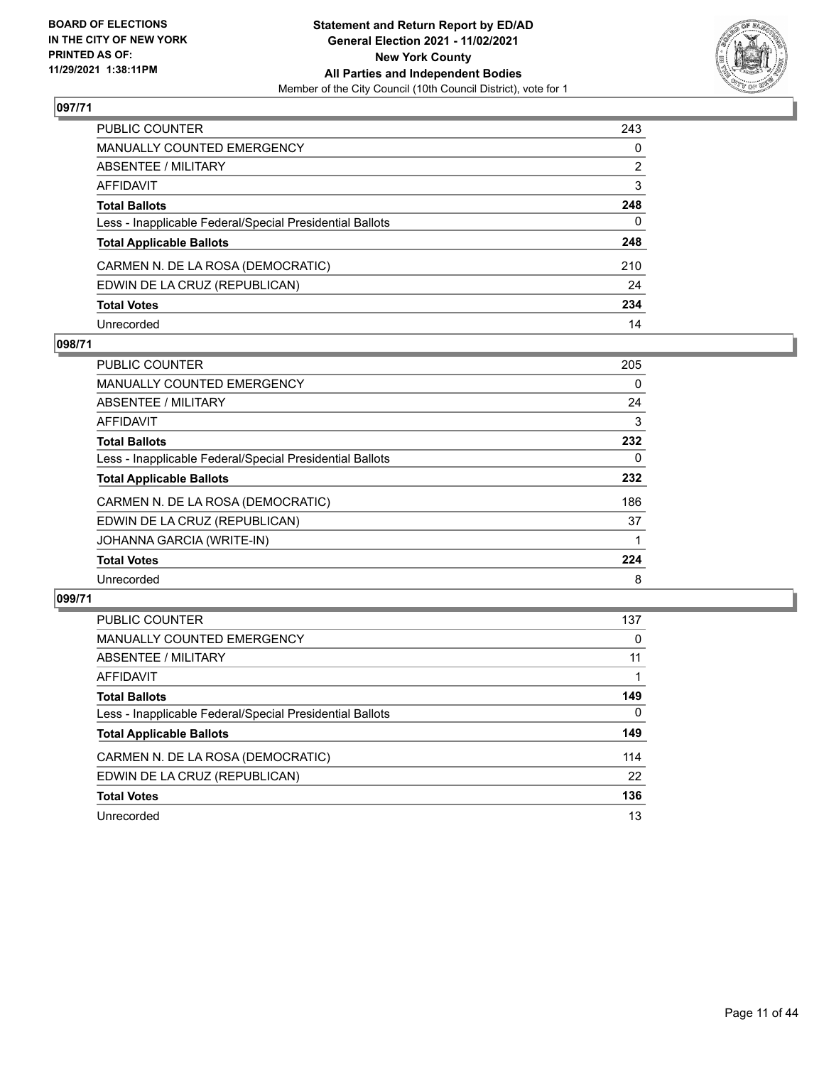BOARD OF ELECTIONS IN THE CITY OF NEW YORK PRINTED AS OF: 11/29/2021 1:38:11PM

**Statement and Return Report by ED/AD**
**General Election 2021 - 11/02/2021**
**New York County**
**All Parties and Independent Bodies**
Member of the City Council (10th Council District), vote for 1

## 097/71

| | |
|---|---|
| PUBLIC COUNTER | 243 |
| MANUALLY COUNTED EMERGENCY | 0 |
| ABSENTEE / MILITARY | 2 |
| AFFIDAVIT | 3 |
| **Total Ballots** | **248** |
| Less - Inapplicable Federal/Special Presidential Ballots | 0 |
| **Total Applicable Ballots** | **248** |
| CARMEN N. DE LA ROSA (DEMOCRATIC) | 210 |
| EDWIN DE LA CRUZ (REPUBLICAN) | 24 |
| **Total Votes** | **234** |
| Unrecorded | 14 |

## 098/71

| | |
|---|---|
| PUBLIC COUNTER | 205 |
| MANUALLY COUNTED EMERGENCY | 0 |
| ABSENTEE / MILITARY | 24 |
| AFFIDAVIT | 3 |
| **Total Ballots** | **232** |
| Less - Inapplicable Federal/Special Presidential Ballots | 0 |
| **Total Applicable Ballots** | **232** |
| CARMEN N. DE LA ROSA (DEMOCRATIC) | 186 |
| EDWIN DE LA CRUZ (REPUBLICAN) | 37 |
| JOHANNA GARCIA (WRITE-IN) | 1 |
| **Total Votes** | **224** |
| Unrecorded | 8 |

## 099/71

| | |
|---|---|
| PUBLIC COUNTER | 137 |
| MANUALLY COUNTED EMERGENCY | 0 |
| ABSENTEE / MILITARY | 11 |
| AFFIDAVIT | 1 |
| **Total Ballots** | **149** |
| Less - Inapplicable Federal/Special Presidential Ballots | 0 |
| **Total Applicable Ballots** | **149** |
| CARMEN N. DE LA ROSA (DEMOCRATIC) | 114 |
| EDWIN DE LA CRUZ (REPUBLICAN) | 22 |
| **Total Votes** | **136** |
| Unrecorded | 13 |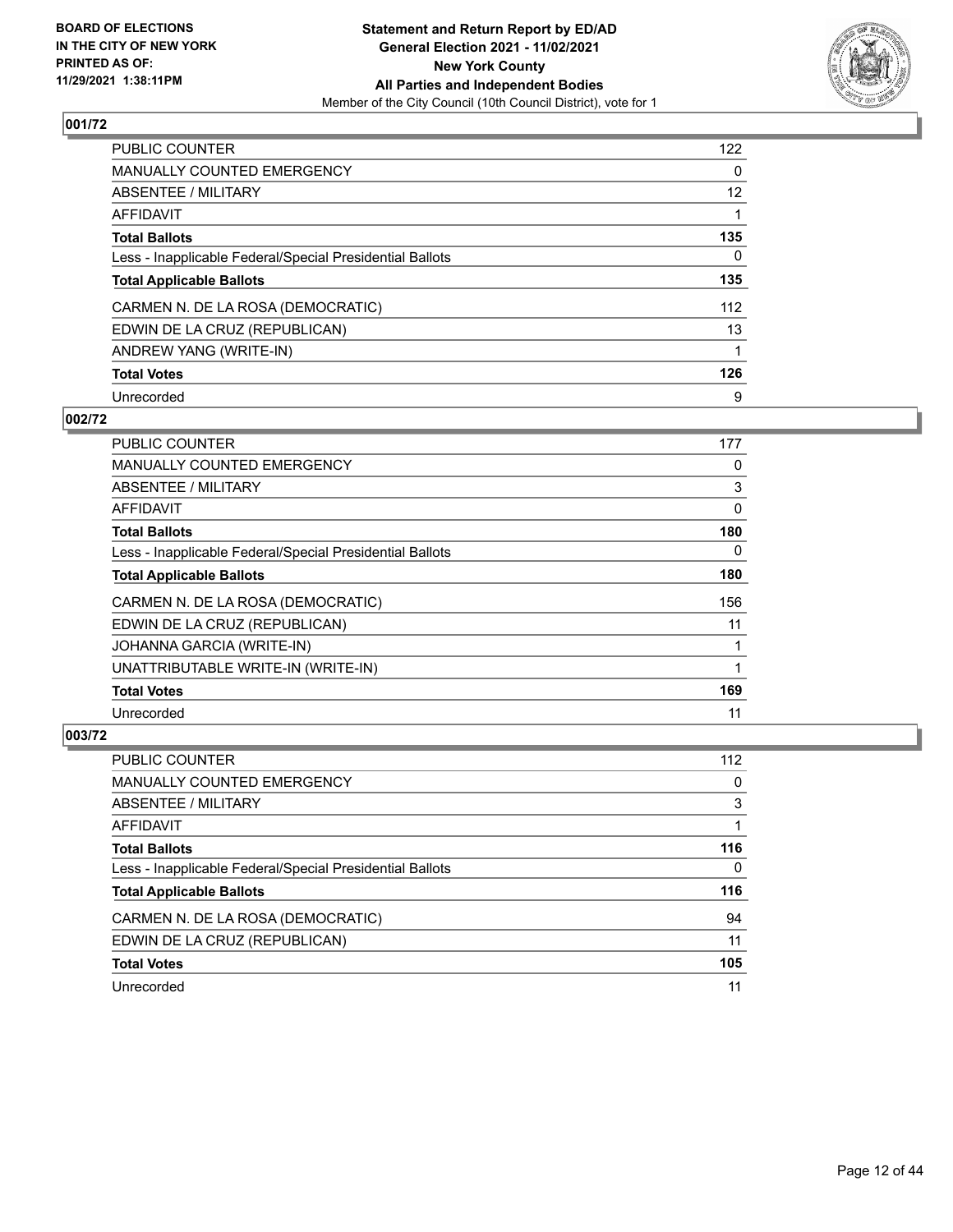BOARD OF ELECTIONS
IN THE CITY OF NEW YORK
PRINTED AS OF:
11/29/2021 1:38:11PM

**Statement and Return Report by ED/AD**
**General Election 2021 - 11/02/2021**
**New York County**
**All Parties and Independent Bodies**
Member of the City Council (10th Council District), vote for 1

## 001/72

| | |
|---|---|
| PUBLIC COUNTER | 122 |
| MANUALLY COUNTED EMERGENCY | 0 |
| ABSENTEE / MILITARY | 12 |
| AFFIDAVIT | 1 |
| **Total Ballots** | **135** |
| Less - Inapplicable Federal/Special Presidential Ballots | 0 |
| **Total Applicable Ballots** | **135** |
| CARMEN N. DE LA ROSA (DEMOCRATIC) | 112 |
| EDWIN DE LA CRUZ (REPUBLICAN) | 13 |
| ANDREW YANG (WRITE-IN) | 1 |
| **Total Votes** | **126** |
| Unrecorded | 9 |

## 002/72

| | |
|---|---|
| PUBLIC COUNTER | 177 |
| MANUALLY COUNTED EMERGENCY | 0 |
| ABSENTEE / MILITARY | 3 |
| AFFIDAVIT | 0 |
| **Total Ballots** | **180** |
| Less - Inapplicable Federal/Special Presidential Ballots | 0 |
| **Total Applicable Ballots** | **180** |
| CARMEN N. DE LA ROSA (DEMOCRATIC) | 156 |
| EDWIN DE LA CRUZ (REPUBLICAN) | 11 |
| JOHANNA GARCIA (WRITE-IN) | 1 |
| UNATTRIBUTABLE WRITE-IN (WRITE-IN) | 1 |
| **Total Votes** | **169** |
| Unrecorded | 11 |

## 003/72

| | |
|---|---|
| PUBLIC COUNTER | 112 |
| MANUALLY COUNTED EMERGENCY | 0 |
| ABSENTEE / MILITARY | 3 |
| AFFIDAVIT | 1 |
| **Total Ballots** | **116** |
| Less - Inapplicable Federal/Special Presidential Ballots | 0 |
| **Total Applicable Ballots** | **116** |
| CARMEN N. DE LA ROSA (DEMOCRATIC) | 94 |
| EDWIN DE LA CRUZ (REPUBLICAN) | 11 |
| **Total Votes** | **105** |
| Unrecorded | 11 |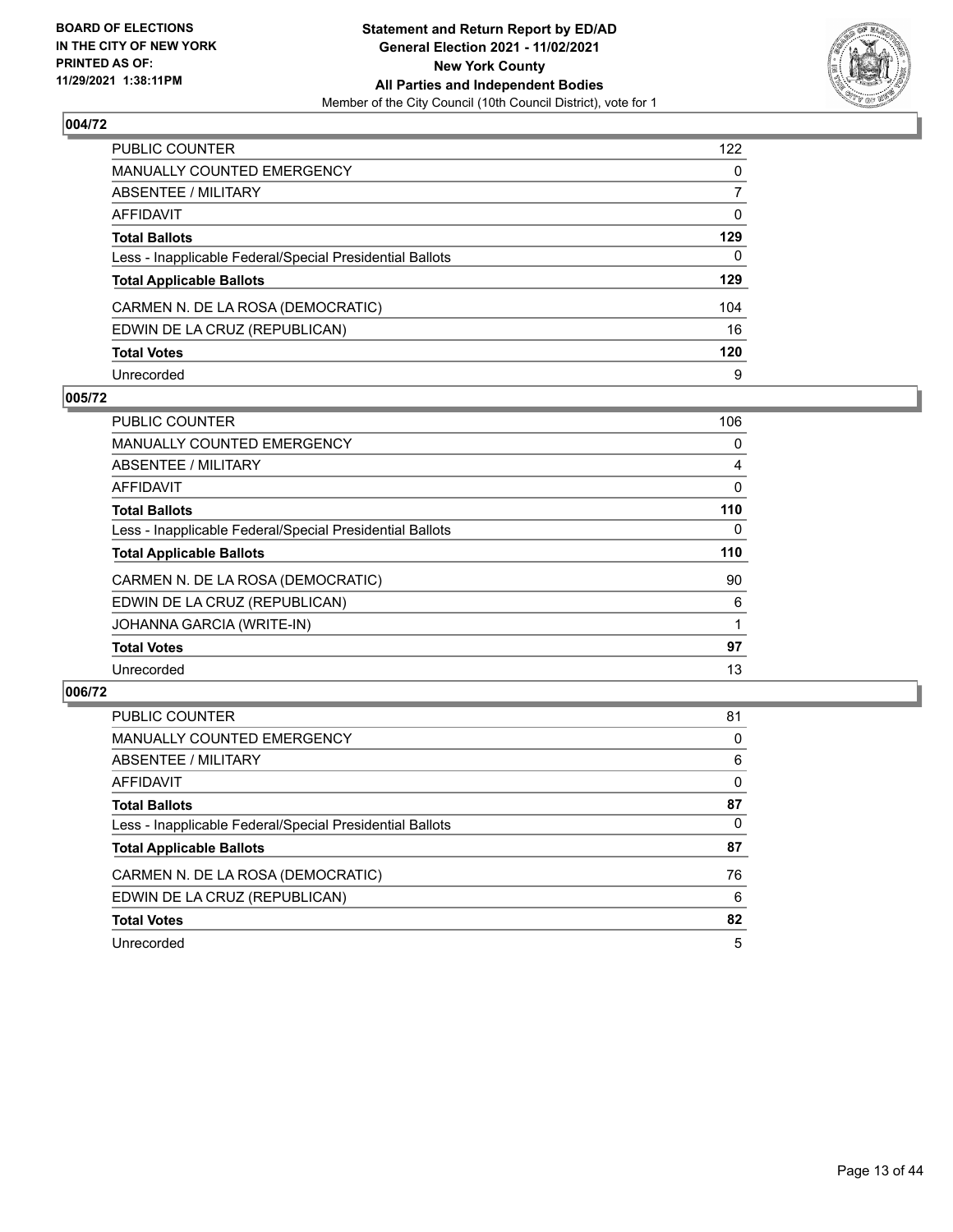## 004/72

| | |
|---|---|
| PUBLIC COUNTER | 122 |
| MANUALLY COUNTED EMERGENCY | 0 |
| ABSENTEE / MILITARY | 7 |
| AFFIDAVIT | 0 |
| **Total Ballots** | **129** |
| Less - Inapplicable Federal/Special Presidential Ballots | 0 |
| **Total Applicable Ballots** | **129** |
| CARMEN N. DE LA ROSA (DEMOCRATIC) | 104 |
| EDWIN DE LA CRUZ (REPUBLICAN) | 16 |
| **Total Votes** | **120** |
| Unrecorded | 9 |

## 005/72

| | |
|---|---|
| PUBLIC COUNTER | 106 |
| MANUALLY COUNTED EMERGENCY | 0 |
| ABSENTEE / MILITARY | 4 |
| AFFIDAVIT | 0 |
| **Total Ballots** | **110** |
| Less - Inapplicable Federal/Special Presidential Ballots | 0 |
| **Total Applicable Ballots** | **110** |
| CARMEN N. DE LA ROSA (DEMOCRATIC) | 90 |
| EDWIN DE LA CRUZ (REPUBLICAN) | 6 |
| JOHANNA GARCIA (WRITE-IN) | 1 |
| **Total Votes** | **97** |
| Unrecorded | 13 |

## 006/72

| | |
|---|---|
| PUBLIC COUNTER | 81 |
| MANUALLY COUNTED EMERGENCY | 0 |
| ABSENTEE / MILITARY | 6 |
| AFFIDAVIT | 0 |
| **Total Ballots** | **87** |
| Less - Inapplicable Federal/Special Presidential Ballots | 0 |
| **Total Applicable Ballots** | **87** |
| CARMEN N. DE LA ROSA (DEMOCRATIC) | 76 |
| EDWIN DE LA CRUZ (REPUBLICAN) | 6 |
| **Total Votes** | **82** |
| Unrecorded | 5 |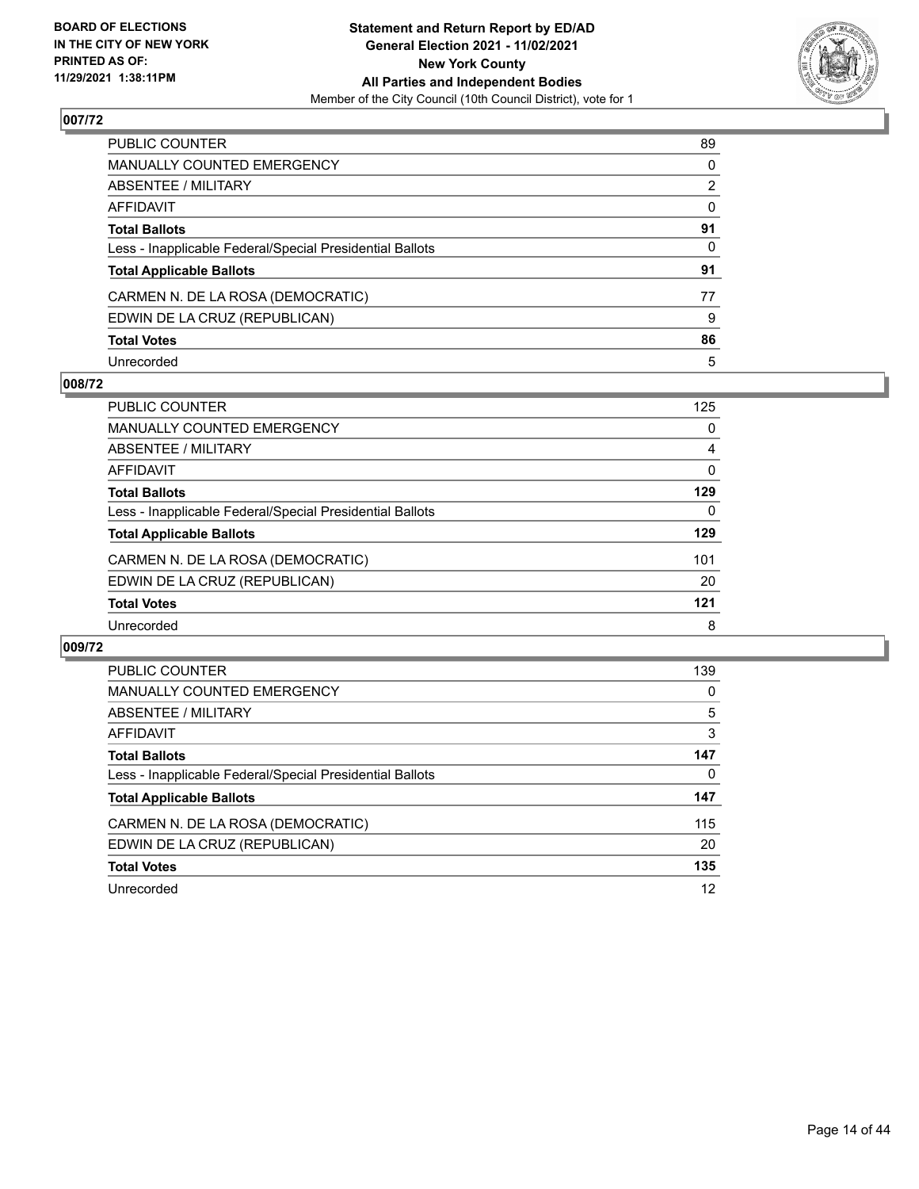**BOARD OF ELECTIONS IN THE CITY OF NEW YORK PRINTED AS OF: 11/29/2021 1:38:11PM**

**Statement and Return Report by ED/AD General Election 2021 - 11/02/2021 New York County All Parties and Independent Bodies**
Member of the City Council (10th Council District), vote for 1

### 007/72

| | |
|---|---|
| PUBLIC COUNTER | 89 |
| MANUALLY COUNTED EMERGENCY | 0 |
| ABSENTEE / MILITARY | 2 |
| AFFIDAVIT | 0 |
| **Total Ballots** | **91** |
| Less - Inapplicable Federal/Special Presidential Ballots | 0 |
| **Total Applicable Ballots** | **91** |
| CARMEN N. DE LA ROSA (DEMOCRATIC) | 77 |
| EDWIN DE LA CRUZ (REPUBLICAN) | 9 |
| **Total Votes** | **86** |
| Unrecorded | 5 |

### 008/72

| | |
|---|---|
| PUBLIC COUNTER | 125 |
| MANUALLY COUNTED EMERGENCY | 0 |
| ABSENTEE / MILITARY | 4 |
| AFFIDAVIT | 0 |
| **Total Ballots** | **129** |
| Less - Inapplicable Federal/Special Presidential Ballots | 0 |
| **Total Applicable Ballots** | **129** |
| CARMEN N. DE LA ROSA (DEMOCRATIC) | 101 |
| EDWIN DE LA CRUZ (REPUBLICAN) | 20 |
| **Total Votes** | **121** |
| Unrecorded | 8 |

### 009/72

| | |
|---|---|
| PUBLIC COUNTER | 139 |
| MANUALLY COUNTED EMERGENCY | 0 |
| ABSENTEE / MILITARY | 5 |
| AFFIDAVIT | 3 |
| **Total Ballots** | **147** |
| Less - Inapplicable Federal/Special Presidential Ballots | 0 |
| **Total Applicable Ballots** | **147** |
| CARMEN N. DE LA ROSA (DEMOCRATIC) | 115 |
| EDWIN DE LA CRUZ (REPUBLICAN) | 20 |
| **Total Votes** | **135** |
| Unrecorded | 12 |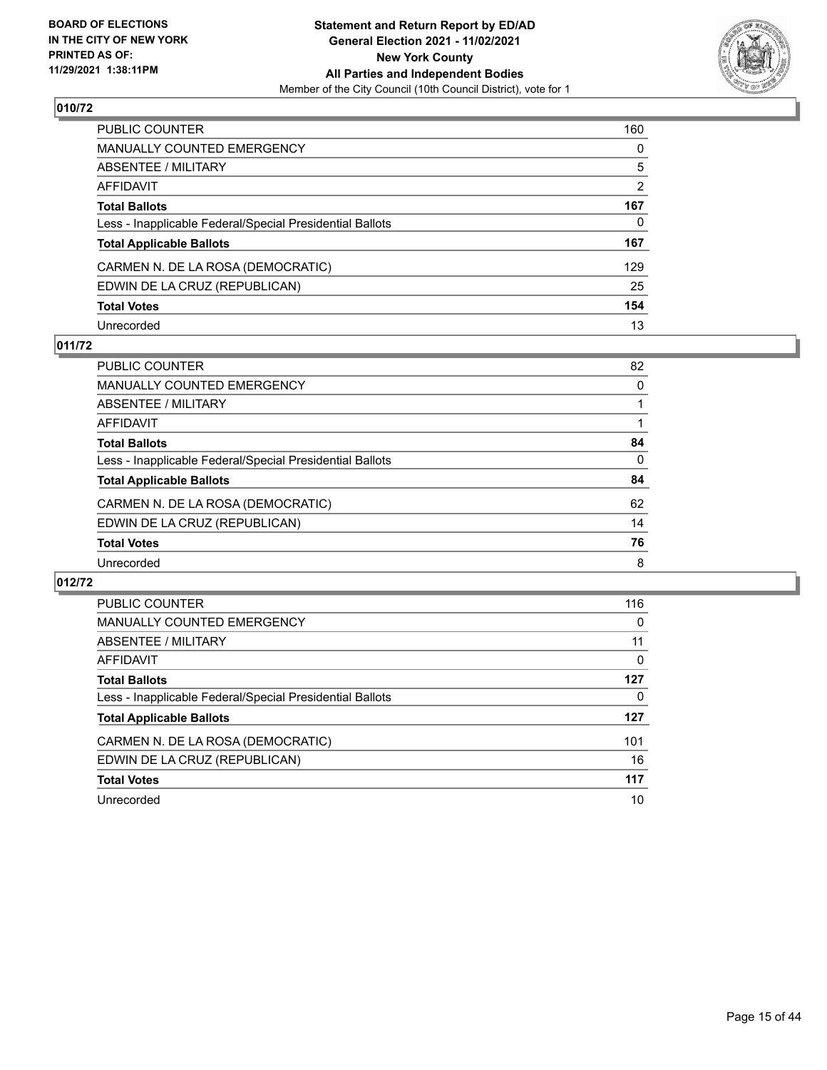## 010/72

| | |
|---|---|
| PUBLIC COUNTER | 160 |
| MANUALLY COUNTED EMERGENCY | 0 |
| ABSENTEE / MILITARY | 5 |
| AFFIDAVIT | 2 |
| **Total Ballots** | **167** |
| Less - Inapplicable Federal/Special Presidential Ballots | 0 |
| **Total Applicable Ballots** | **167** |
| CARMEN N. DE LA ROSA (DEMOCRATIC) | 129 |
| EDWIN DE LA CRUZ (REPUBLICAN) | 25 |
| **Total Votes** | **154** |
| Unrecorded | 13 |

## 011/72

| | |
|---|---|
| PUBLIC COUNTER | 82 |
| MANUALLY COUNTED EMERGENCY | 0 |
| ABSENTEE / MILITARY | 1 |
| AFFIDAVIT | 1 |
| **Total Ballots** | **84** |
| Less - Inapplicable Federal/Special Presidential Ballots | 0 |
| **Total Applicable Ballots** | **84** |
| CARMEN N. DE LA ROSA (DEMOCRATIC) | 62 |
| EDWIN DE LA CRUZ (REPUBLICAN) | 14 |
| **Total Votes** | **76** |
| Unrecorded | 8 |

## 012/72

| | |
|---|---|
| PUBLIC COUNTER | 116 |
| MANUALLY COUNTED EMERGENCY | 0 |
| ABSENTEE / MILITARY | 11 |
| AFFIDAVIT | 0 |
| **Total Ballots** | **127** |
| Less - Inapplicable Federal/Special Presidential Ballots | 0 |
| **Total Applicable Ballots** | **127** |
| CARMEN N. DE LA ROSA (DEMOCRATIC) | 101 |
| EDWIN DE LA CRUZ (REPUBLICAN) | 16 |
| **Total Votes** | **117** |
| Unrecorded | 10 |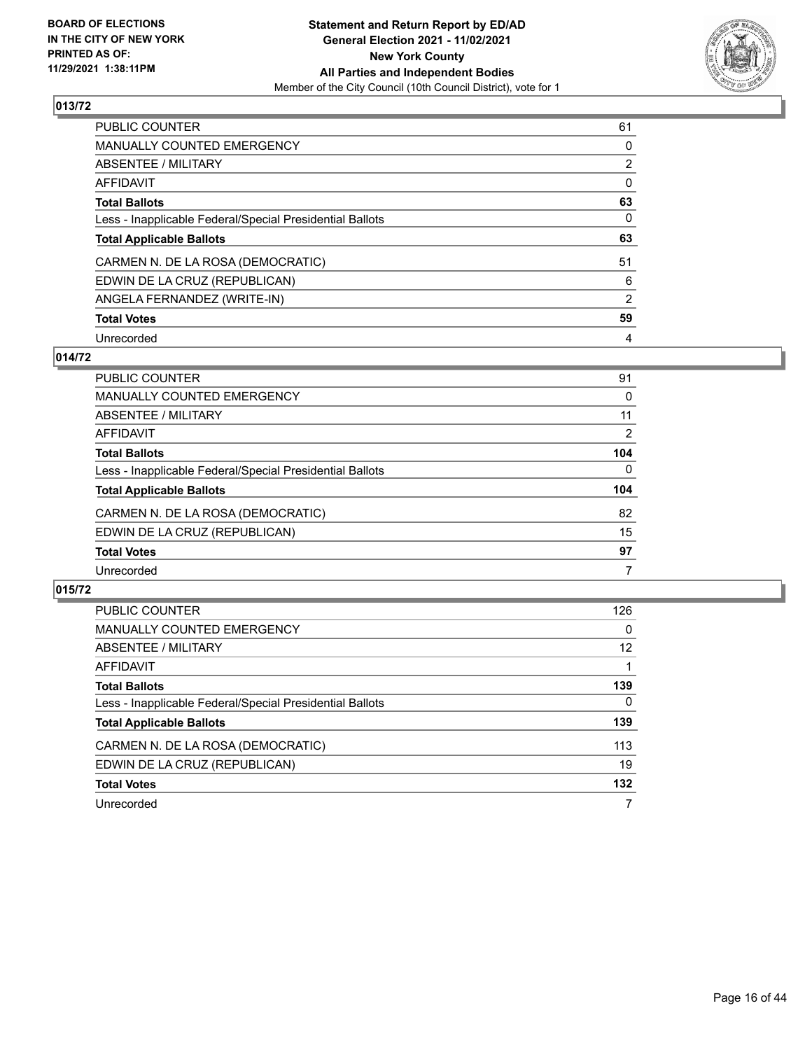## 013/72

| | |
|---|---|
| PUBLIC COUNTER | 61 |
| MANUALLY COUNTED EMERGENCY | 0 |
| ABSENTEE / MILITARY | 2 |
| AFFIDAVIT | 0 |
| **Total Ballots** | **63** |
| Less - Inapplicable Federal/Special Presidential Ballots | 0 |
| **Total Applicable Ballots** | **63** |
| CARMEN N. DE LA ROSA (DEMOCRATIC) | 51 |
| EDWIN DE LA CRUZ (REPUBLICAN) | 6 |
| ANGELA FERNANDEZ (WRITE-IN) | 2 |
| **Total Votes** | **59** |
| Unrecorded | 4 |

## 014/72

| | |
|---|---|
| PUBLIC COUNTER | 91 |
| MANUALLY COUNTED EMERGENCY | 0 |
| ABSENTEE / MILITARY | 11 |
| AFFIDAVIT | 2 |
| **Total Ballots** | **104** |
| Less - Inapplicable Federal/Special Presidential Ballots | 0 |
| **Total Applicable Ballots** | **104** |
| CARMEN N. DE LA ROSA (DEMOCRATIC) | 82 |
| EDWIN DE LA CRUZ (REPUBLICAN) | 15 |
| **Total Votes** | **97** |
| Unrecorded | 7 |

## 015/72

| | |
|---|---|
| PUBLIC COUNTER | 126 |
| MANUALLY COUNTED EMERGENCY | 0 |
| ABSENTEE / MILITARY | 12 |
| AFFIDAVIT | 1 |
| **Total Ballots** | **139** |
| Less - Inapplicable Federal/Special Presidential Ballots | 0 |
| **Total Applicable Ballots** | **139** |
| CARMEN N. DE LA ROSA (DEMOCRATIC) | 113 |
| EDWIN DE LA CRUZ (REPUBLICAN) | 19 |
| **Total Votes** | **132** |
| Unrecorded | 7 |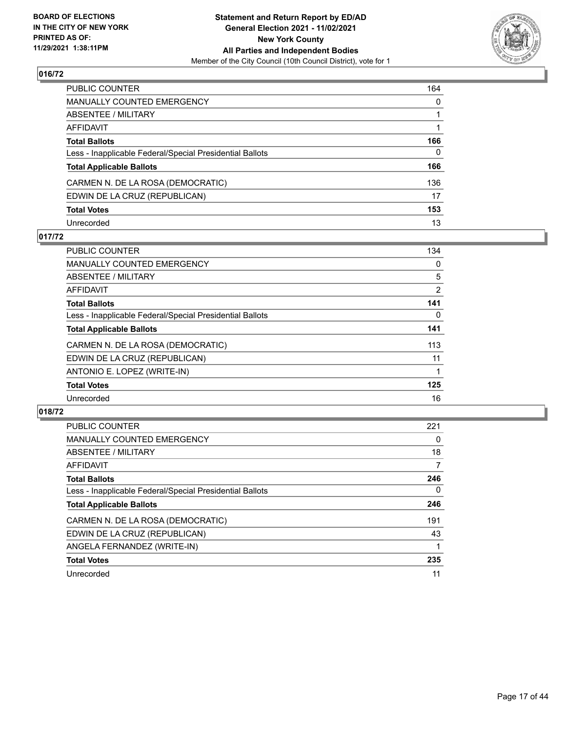**BOARD OF ELECTIONS IN THE CITY OF NEW YORK PRINTED AS OF: 11/29/2021 1:38:11PM**

**Statement and Return Report by ED/AD General Election 2021 - 11/02/2021 New York County All Parties and Independent Bodies**
Member of the City Council (10th Council District), vote for 1

## 016/72

| | |
|---|---|
| PUBLIC COUNTER | 164 |
| MANUALLY COUNTED EMERGENCY | 0 |
| ABSENTEE / MILITARY | 1 |
| AFFIDAVIT | 1 |
| **Total Ballots** | **166** |
| Less - Inapplicable Federal/Special Presidential Ballots | 0 |
| **Total Applicable Ballots** | **166** |
| CARMEN N. DE LA ROSA (DEMOCRATIC) | 136 |
| EDWIN DE LA CRUZ (REPUBLICAN) | 17 |
| **Total Votes** | **153** |
| Unrecorded | 13 |

## 017/72

| | |
|---|---|
| PUBLIC COUNTER | 134 |
| MANUALLY COUNTED EMERGENCY | 0 |
| ABSENTEE / MILITARY | 5 |
| AFFIDAVIT | 2 |
| **Total Ballots** | **141** |
| Less - Inapplicable Federal/Special Presidential Ballots | 0 |
| **Total Applicable Ballots** | **141** |
| CARMEN N. DE LA ROSA (DEMOCRATIC) | 113 |
| EDWIN DE LA CRUZ (REPUBLICAN) | 11 |
| ANTONIO E. LOPEZ (WRITE-IN) | 1 |
| **Total Votes** | **125** |
| Unrecorded | 16 |

## 018/72

| | |
|---|---|
| PUBLIC COUNTER | 221 |
| MANUALLY COUNTED EMERGENCY | 0 |
| ABSENTEE / MILITARY | 18 |
| AFFIDAVIT | 7 |
| **Total Ballots** | **246** |
| Less - Inapplicable Federal/Special Presidential Ballots | 0 |
| **Total Applicable Ballots** | **246** |
| CARMEN N. DE LA ROSA (DEMOCRATIC) | 191 |
| EDWIN DE LA CRUZ (REPUBLICAN) | 43 |
| ANGELA FERNANDEZ (WRITE-IN) | 1 |
| **Total Votes** | **235** |
| Unrecorded | 11 |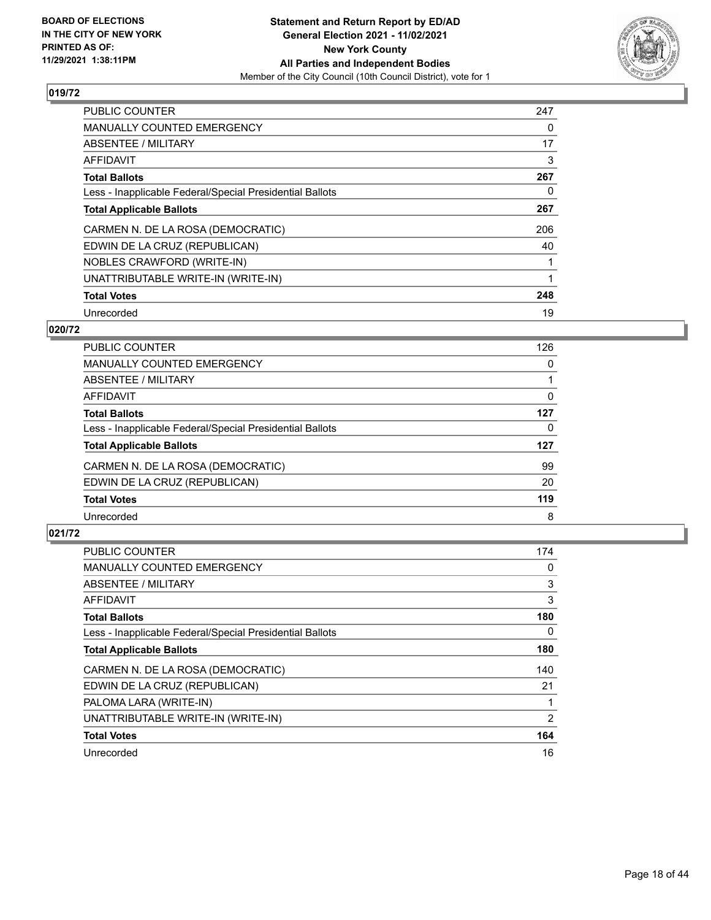## 019/72

| | |
|---|---|
| PUBLIC COUNTER | 247 |
| MANUALLY COUNTED EMERGENCY | 0 |
| ABSENTEE / MILITARY | 17 |
| AFFIDAVIT | 3 |
| **Total Ballots** | **267** |
| Less - Inapplicable Federal/Special Presidential Ballots | 0 |
| **Total Applicable Ballots** | **267** |
| CARMEN N. DE LA ROSA (DEMOCRATIC) | 206 |
| EDWIN DE LA CRUZ (REPUBLICAN) | 40 |
| NOBLES CRAWFORD (WRITE-IN) | 1 |
| UNATTRIBUTABLE WRITE-IN (WRITE-IN) | 1 |
| **Total Votes** | **248** |
| Unrecorded | 19 |

## 020/72

| | |
|---|---|
| PUBLIC COUNTER | 126 |
| MANUALLY COUNTED EMERGENCY | 0 |
| ABSENTEE / MILITARY | 1 |
| AFFIDAVIT | 0 |
| **Total Ballots** | **127** |
| Less - Inapplicable Federal/Special Presidential Ballots | 0 |
| **Total Applicable Ballots** | **127** |
| CARMEN N. DE LA ROSA (DEMOCRATIC) | 99 |
| EDWIN DE LA CRUZ (REPUBLICAN) | 20 |
| **Total Votes** | **119** |
| Unrecorded | 8 |

## 021/72

| | |
|---|---|
| PUBLIC COUNTER | 174 |
| MANUALLY COUNTED EMERGENCY | 0 |
| ABSENTEE / MILITARY | 3 |
| AFFIDAVIT | 3 |
| **Total Ballots** | **180** |
| Less - Inapplicable Federal/Special Presidential Ballots | 0 |
| **Total Applicable Ballots** | **180** |
| CARMEN N. DE LA ROSA (DEMOCRATIC) | 140 |
| EDWIN DE LA CRUZ (REPUBLICAN) | 21 |
| PALOMA LARA (WRITE-IN) | 1 |
| UNATTRIBUTABLE WRITE-IN (WRITE-IN) | 2 |
| **Total Votes** | **164** |
| Unrecorded | 16 |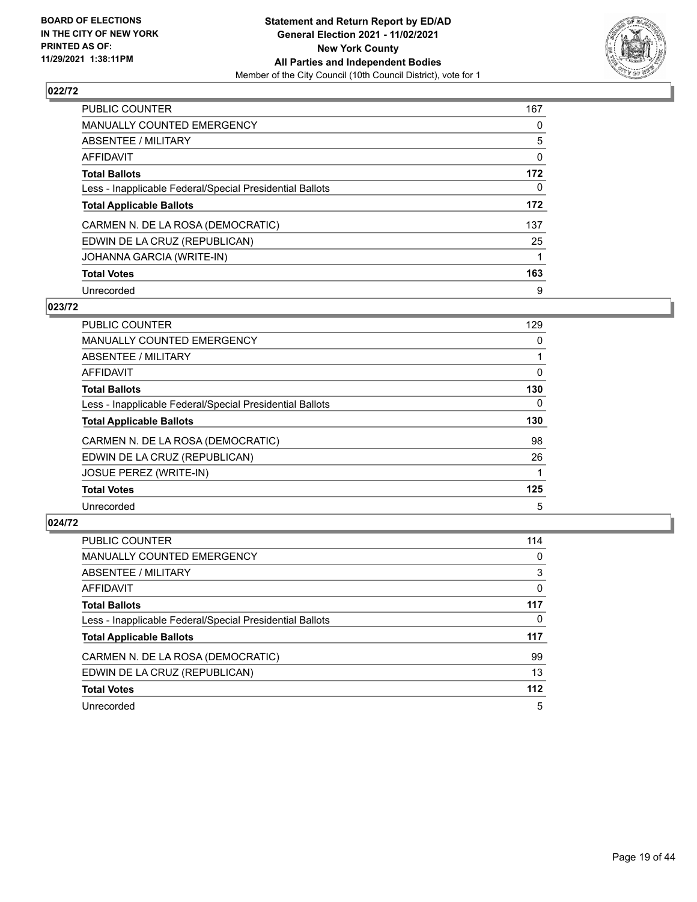**BOARD OF ELECTIONS IN THE CITY OF NEW YORK PRINTED AS OF: 11/29/2021 1:38:11PM**

**Statement and Return Report by ED/AD**
**General Election 2021 - 11/02/2021**
**New York County**
**All Parties and Independent Bodies**
Member of the City Council (10th Council District), vote for 1

## 022/72

| | |
|---|---|
| PUBLIC COUNTER | 167 |
| MANUALLY COUNTED EMERGENCY | 0 |
| ABSENTEE / MILITARY | 5 |
| AFFIDAVIT | 0 |
| **Total Ballots** | **172** |
| Less - Inapplicable Federal/Special Presidential Ballots | 0 |
| **Total Applicable Ballots** | **172** |
| CARMEN N. DE LA ROSA (DEMOCRATIC) | 137 |
| EDWIN DE LA CRUZ (REPUBLICAN) | 25 |
| JOHANNA GARCIA (WRITE-IN) | 1 |
| **Total Votes** | **163** |
| Unrecorded | 9 |

## 023/72

| | |
|---|---|
| PUBLIC COUNTER | 129 |
| MANUALLY COUNTED EMERGENCY | 0 |
| ABSENTEE / MILITARY | 1 |
| AFFIDAVIT | 0 |
| **Total Ballots** | **130** |
| Less - Inapplicable Federal/Special Presidential Ballots | 0 |
| **Total Applicable Ballots** | **130** |
| CARMEN N. DE LA ROSA (DEMOCRATIC) | 98 |
| EDWIN DE LA CRUZ (REPUBLICAN) | 26 |
| JOSUE PEREZ (WRITE-IN) | 1 |
| **Total Votes** | **125** |
| Unrecorded | 5 |

## 024/72

| | |
|---|---|
| PUBLIC COUNTER | 114 |
| MANUALLY COUNTED EMERGENCY | 0 |
| ABSENTEE / MILITARY | 3 |
| AFFIDAVIT | 0 |
| **Total Ballots** | **117** |
| Less - Inapplicable Federal/Special Presidential Ballots | 0 |
| **Total Applicable Ballots** | **117** |
| CARMEN N. DE LA ROSA (DEMOCRATIC) | 99 |
| EDWIN DE LA CRUZ (REPUBLICAN) | 13 |
| **Total Votes** | **112** |
| Unrecorded | 5 |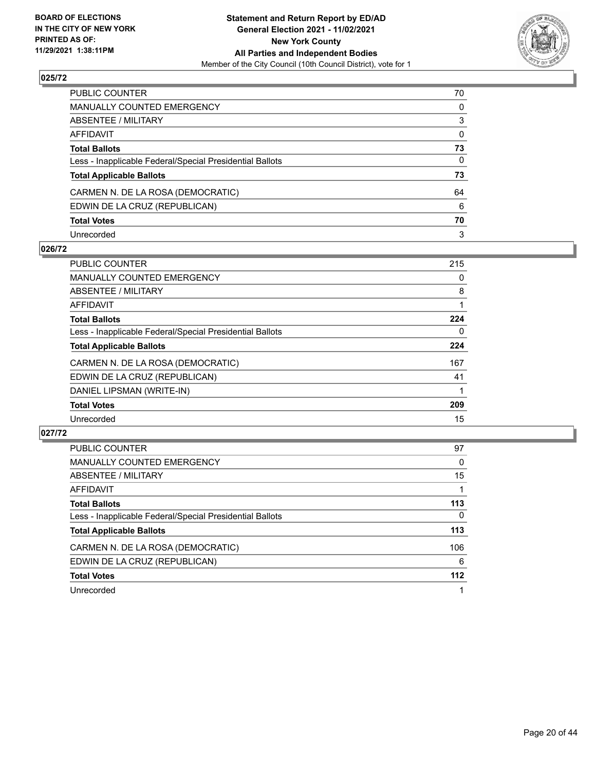## 025/72

| | |
|---|---|
| PUBLIC COUNTER | 70 |
| MANUALLY COUNTED EMERGENCY | 0 |
| ABSENTEE / MILITARY | 3 |
| AFFIDAVIT | 0 |
| **Total Ballots** | **73** |
| Less - Inapplicable Federal/Special Presidential Ballots | 0 |
| **Total Applicable Ballots** | **73** |
| CARMEN N. DE LA ROSA (DEMOCRATIC) | 64 |
| EDWIN DE LA CRUZ (REPUBLICAN) | 6 |
| **Total Votes** | **70** |
| Unrecorded | 3 |

## 026/72

| | |
|---|---|
| PUBLIC COUNTER | 215 |
| MANUALLY COUNTED EMERGENCY | 0 |
| ABSENTEE / MILITARY | 8 |
| AFFIDAVIT | 1 |
| **Total Ballots** | **224** |
| Less - Inapplicable Federal/Special Presidential Ballots | 0 |
| **Total Applicable Ballots** | **224** |
| CARMEN N. DE LA ROSA (DEMOCRATIC) | 167 |
| EDWIN DE LA CRUZ (REPUBLICAN) | 41 |
| DANIEL LIPSMAN (WRITE-IN) | 1 |
| **Total Votes** | **209** |
| Unrecorded | 15 |

## 027/72

| | |
|---|---|
| PUBLIC COUNTER | 97 |
| MANUALLY COUNTED EMERGENCY | 0 |
| ABSENTEE / MILITARY | 15 |
| AFFIDAVIT | 1 |
| **Total Ballots** | **113** |
| Less - Inapplicable Federal/Special Presidential Ballots | 0 |
| **Total Applicable Ballots** | **113** |
| CARMEN N. DE LA ROSA (DEMOCRATIC) | 106 |
| EDWIN DE LA CRUZ (REPUBLICAN) | 6 |
| **Total Votes** | **112** |
| Unrecorded | 1 |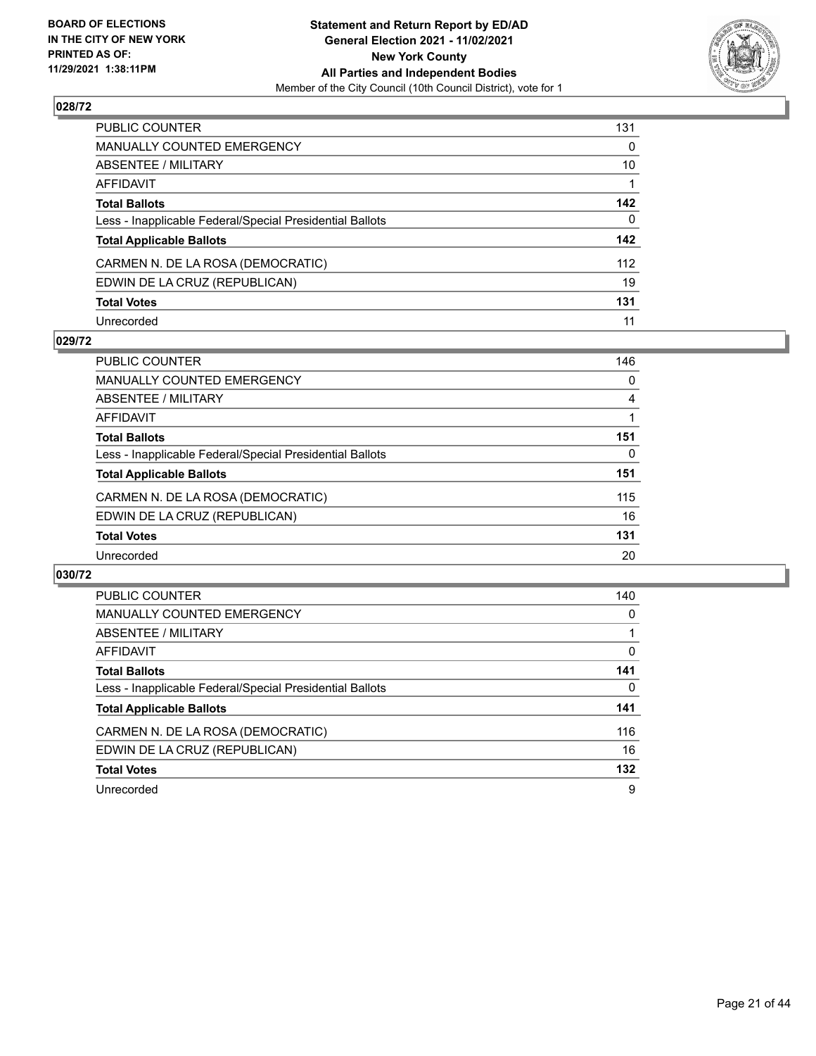BOARD OF ELECTIONS
IN THE CITY OF NEW YORK
PRINTED AS OF:
11/29/2021 1:38:11PM

**Statement and Return Report by ED/AD**
**General Election 2021 - 11/02/2021**
**New York County**
**All Parties and Independent Bodies**
Member of the City Council (10th Council District), vote for 1

## 028/72

| | |
|---|---|
| PUBLIC COUNTER | 131 |
| MANUALLY COUNTED EMERGENCY | 0 |
| ABSENTEE / MILITARY | 10 |
| AFFIDAVIT | 1 |
| **Total Ballots** | **142** |
| Less - Inapplicable Federal/Special Presidential Ballots | 0 |
| **Total Applicable Ballots** | **142** |
| CARMEN N. DE LA ROSA (DEMOCRATIC) | 112 |
| EDWIN DE LA CRUZ (REPUBLICAN) | 19 |
| **Total Votes** | **131** |
| Unrecorded | 11 |

## 029/72

| | |
|---|---|
| PUBLIC COUNTER | 146 |
| MANUALLY COUNTED EMERGENCY | 0 |
| ABSENTEE / MILITARY | 4 |
| AFFIDAVIT | 1 |
| **Total Ballots** | **151** |
| Less - Inapplicable Federal/Special Presidential Ballots | 0 |
| **Total Applicable Ballots** | **151** |
| CARMEN N. DE LA ROSA (DEMOCRATIC) | 115 |
| EDWIN DE LA CRUZ (REPUBLICAN) | 16 |
| **Total Votes** | **131** |
| Unrecorded | 20 |

## 030/72

| | |
|---|---|
| PUBLIC COUNTER | 140 |
| MANUALLY COUNTED EMERGENCY | 0 |
| ABSENTEE / MILITARY | 1 |
| AFFIDAVIT | 0 |
| **Total Ballots** | **141** |
| Less - Inapplicable Federal/Special Presidential Ballots | 0 |
| **Total Applicable Ballots** | **141** |
| CARMEN N. DE LA ROSA (DEMOCRATIC) | 116 |
| EDWIN DE LA CRUZ (REPUBLICAN) | 16 |
| **Total Votes** | **132** |
| Unrecorded | 9 |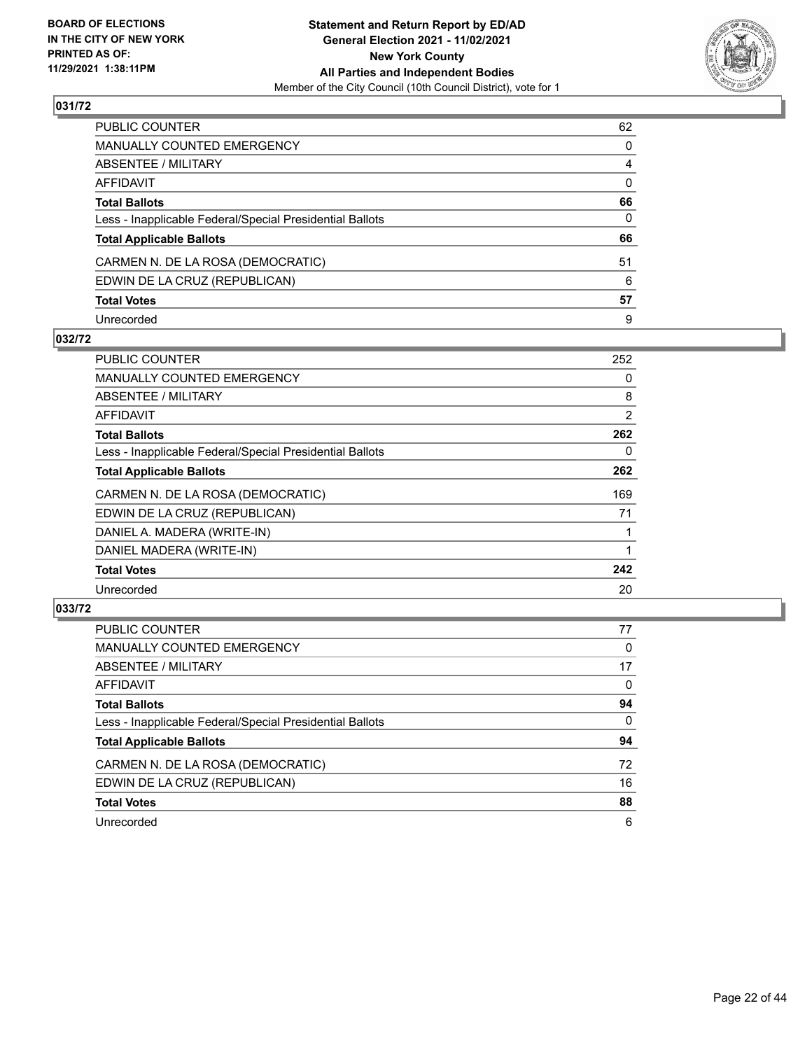BOARD OF ELECTIONS IN THE CITY OF NEW YORK PRINTED AS OF: 11/29/2021 1:38:11PM

**Statement and Return Report by ED/AD General Election 2021 - 11/02/2021 New York County All Parties and Independent Bodies**
Member of the City Council (10th Council District), vote for 1

## 031/72

| | |
|---|---|
| PUBLIC COUNTER | 62 |
| MANUALLY COUNTED EMERGENCY | 0 |
| ABSENTEE / MILITARY | 4 |
| AFFIDAVIT | 0 |
| **Total Ballots** | **66** |
| Less - Inapplicable Federal/Special Presidential Ballots | 0 |
| **Total Applicable Ballots** | **66** |
| CARMEN N. DE LA ROSA (DEMOCRATIC) | 51 |
| EDWIN DE LA CRUZ (REPUBLICAN) | 6 |
| **Total Votes** | **57** |
| Unrecorded | 9 |

## 032/72

| | |
|---|---|
| PUBLIC COUNTER | 252 |
| MANUALLY COUNTED EMERGENCY | 0 |
| ABSENTEE / MILITARY | 8 |
| AFFIDAVIT | 2 |
| **Total Ballots** | **262** |
| Less - Inapplicable Federal/Special Presidential Ballots | 0 |
| **Total Applicable Ballots** | **262** |
| CARMEN N. DE LA ROSA (DEMOCRATIC) | 169 |
| EDWIN DE LA CRUZ (REPUBLICAN) | 71 |
| DANIEL A. MADERA (WRITE-IN) | 1 |
| DANIEL MADERA (WRITE-IN) | 1 |
| **Total Votes** | **242** |
| Unrecorded | 20 |

## 033/72

| | |
|---|---|
| PUBLIC COUNTER | 77 |
| MANUALLY COUNTED EMERGENCY | 0 |
| ABSENTEE / MILITARY | 17 |
| AFFIDAVIT | 0 |
| **Total Ballots** | **94** |
| Less - Inapplicable Federal/Special Presidential Ballots | 0 |
| **Total Applicable Ballots** | **94** |
| CARMEN N. DE LA ROSA (DEMOCRATIC) | 72 |
| EDWIN DE LA CRUZ (REPUBLICAN) | 16 |
| **Total Votes** | **88** |
| Unrecorded | 6 |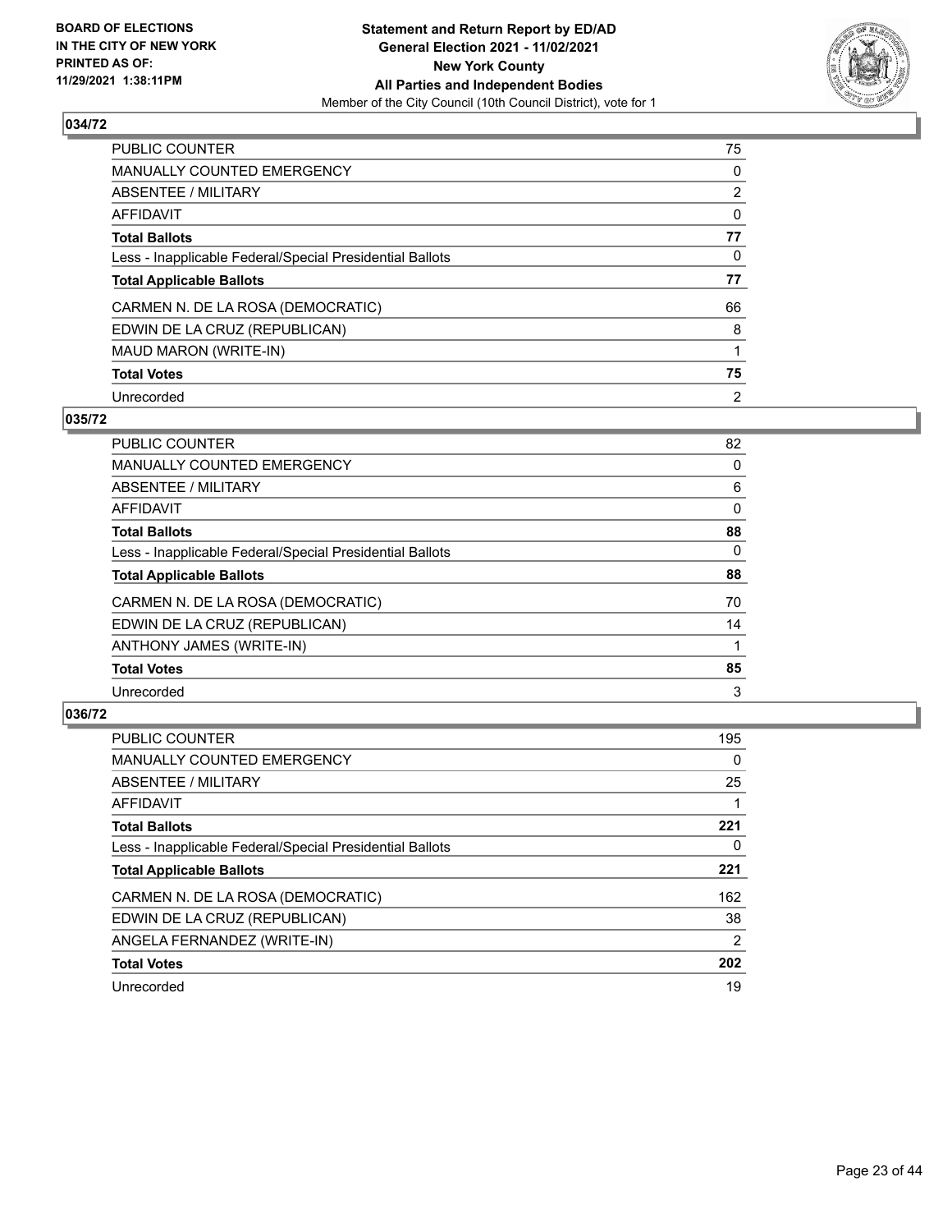**BOARD OF ELECTIONS IN THE CITY OF NEW YORK PRINTED AS OF: 11/29/2021 1:38:11PM**

**Statement and Return Report by ED/AD General Election 2021 - 11/02/2021 New York County All Parties and Independent Bodies**

Member of the City Council (10th Council District), vote for 1

### 034/72

| | |
|---|---|
| PUBLIC COUNTER | 75 |
| MANUALLY COUNTED EMERGENCY | 0 |
| ABSENTEE / MILITARY | 2 |
| AFFIDAVIT | 0 |
| **Total Ballots** | **77** |
| Less - Inapplicable Federal/Special Presidential Ballots | 0 |
| **Total Applicable Ballots** | **77** |
| CARMEN N. DE LA ROSA (DEMOCRATIC) | 66 |
| EDWIN DE LA CRUZ (REPUBLICAN) | 8 |
| MAUD MARON (WRITE-IN) | 1 |
| **Total Votes** | **75** |
| Unrecorded | 2 |

### 035/72

| | |
|---|---|
| PUBLIC COUNTER | 82 |
| MANUALLY COUNTED EMERGENCY | 0 |
| ABSENTEE / MILITARY | 6 |
| AFFIDAVIT | 0 |
| **Total Ballots** | **88** |
| Less - Inapplicable Federal/Special Presidential Ballots | 0 |
| **Total Applicable Ballots** | **88** |
| CARMEN N. DE LA ROSA (DEMOCRATIC) | 70 |
| EDWIN DE LA CRUZ (REPUBLICAN) | 14 |
| ANTHONY JAMES (WRITE-IN) | 1 |
| **Total Votes** | **85** |
| Unrecorded | 3 |

### 036/72

| | |
|---|---|
| PUBLIC COUNTER | 195 |
| MANUALLY COUNTED EMERGENCY | 0 |
| ABSENTEE / MILITARY | 25 |
| AFFIDAVIT | 1 |
| **Total Ballots** | **221** |
| Less - Inapplicable Federal/Special Presidential Ballots | 0 |
| **Total Applicable Ballots** | **221** |
| CARMEN N. DE LA ROSA (DEMOCRATIC) | 162 |
| EDWIN DE LA CRUZ (REPUBLICAN) | 38 |
| ANGELA FERNANDEZ (WRITE-IN) | 2 |
| **Total Votes** | **202** |
| Unrecorded | 19 |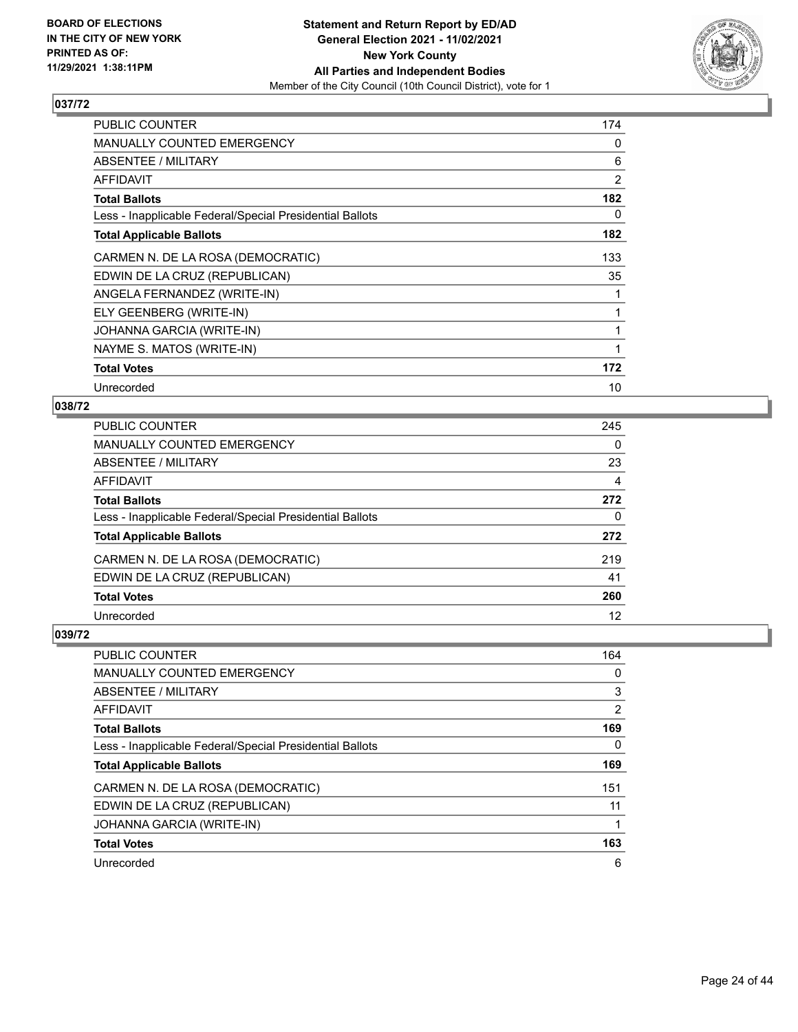**BOARD OF ELECTIONS IN THE CITY OF NEW YORK PRINTED AS OF: 11/29/2021 1:38:11PM**

**Statement and Return Report by ED/AD**
**General Election 2021 - 11/02/2021**
**New York County**
**All Parties and Independent Bodies**
Member of the City Council (10th Council District), vote for 1

## 037/72

| | |
|---|---|
| PUBLIC COUNTER | 174 |
| MANUALLY COUNTED EMERGENCY | 0 |
| ABSENTEE / MILITARY | 6 |
| AFFIDAVIT | 2 |
| **Total Ballots** | **182** |
| Less - Inapplicable Federal/Special Presidential Ballots | 0 |
| **Total Applicable Ballots** | **182** |
| CARMEN N. DE LA ROSA (DEMOCRATIC) | 133 |
| EDWIN DE LA CRUZ (REPUBLICAN) | 35 |
| ANGELA FERNANDEZ (WRITE-IN) | 1 |
| ELY GEENBERG (WRITE-IN) | 1 |
| JOHANNA GARCIA (WRITE-IN) | 1 |
| NAYME S. MATOS (WRITE-IN) | 1 |
| **Total Votes** | **172** |
| Unrecorded | 10 |

## 038/72

| | |
|---|---|
| PUBLIC COUNTER | 245 |
| MANUALLY COUNTED EMERGENCY | 0 |
| ABSENTEE / MILITARY | 23 |
| AFFIDAVIT | 4 |
| **Total Ballots** | **272** |
| Less - Inapplicable Federal/Special Presidential Ballots | 0 |
| **Total Applicable Ballots** | **272** |
| CARMEN N. DE LA ROSA (DEMOCRATIC) | 219 |
| EDWIN DE LA CRUZ (REPUBLICAN) | 41 |
| **Total Votes** | **260** |
| Unrecorded | 12 |

## 039/72

| | |
|---|---|
| PUBLIC COUNTER | 164 |
| MANUALLY COUNTED EMERGENCY | 0 |
| ABSENTEE / MILITARY | 3 |
| AFFIDAVIT | 2 |
| **Total Ballots** | **169** |
| Less - Inapplicable Federal/Special Presidential Ballots | 0 |
| **Total Applicable Ballots** | **169** |
| CARMEN N. DE LA ROSA (DEMOCRATIC) | 151 |
| EDWIN DE LA CRUZ (REPUBLICAN) | 11 |
| JOHANNA GARCIA (WRITE-IN) | 1 |
| **Total Votes** | **163** |
| Unrecorded | 6 |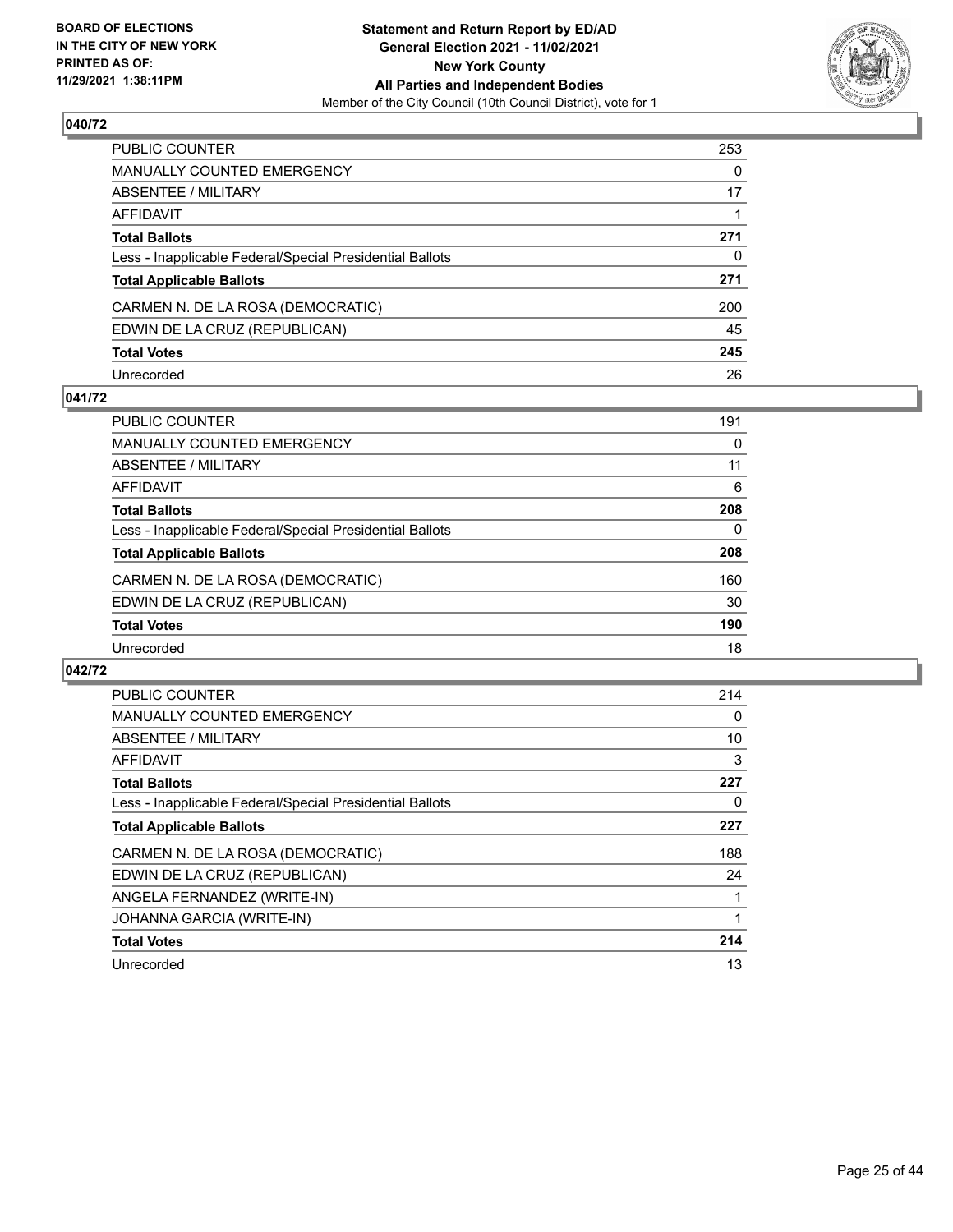## 040/72

| | |
|---|---|
| PUBLIC COUNTER | 253 |
| MANUALLY COUNTED EMERGENCY | 0 |
| ABSENTEE / MILITARY | 17 |
| AFFIDAVIT | 1 |
| **Total Ballots** | **271** |
| Less - Inapplicable Federal/Special Presidential Ballots | 0 |
| **Total Applicable Ballots** | **271** |
| CARMEN N. DE LA ROSA (DEMOCRATIC) | 200 |
| EDWIN DE LA CRUZ (REPUBLICAN) | 45 |
| **Total Votes** | **245** |
| Unrecorded | 26 |

## 041/72

| | |
|---|---|
| PUBLIC COUNTER | 191 |
| MANUALLY COUNTED EMERGENCY | 0 |
| ABSENTEE / MILITARY | 11 |
| AFFIDAVIT | 6 |
| **Total Ballots** | **208** |
| Less - Inapplicable Federal/Special Presidential Ballots | 0 |
| **Total Applicable Ballots** | **208** |
| CARMEN N. DE LA ROSA (DEMOCRATIC) | 160 |
| EDWIN DE LA CRUZ (REPUBLICAN) | 30 |
| **Total Votes** | **190** |
| Unrecorded | 18 |

## 042/72

| | |
|---|---|
| PUBLIC COUNTER | 214 |
| MANUALLY COUNTED EMERGENCY | 0 |
| ABSENTEE / MILITARY | 10 |
| AFFIDAVIT | 3 |
| **Total Ballots** | **227** |
| Less - Inapplicable Federal/Special Presidential Ballots | 0 |
| **Total Applicable Ballots** | **227** |
| CARMEN N. DE LA ROSA (DEMOCRATIC) | 188 |
| EDWIN DE LA CRUZ (REPUBLICAN) | 24 |
| ANGELA FERNANDEZ (WRITE-IN) | 1 |
| JOHANNA GARCIA (WRITE-IN) | 1 |
| **Total Votes** | **214** |
| Unrecorded | 13 |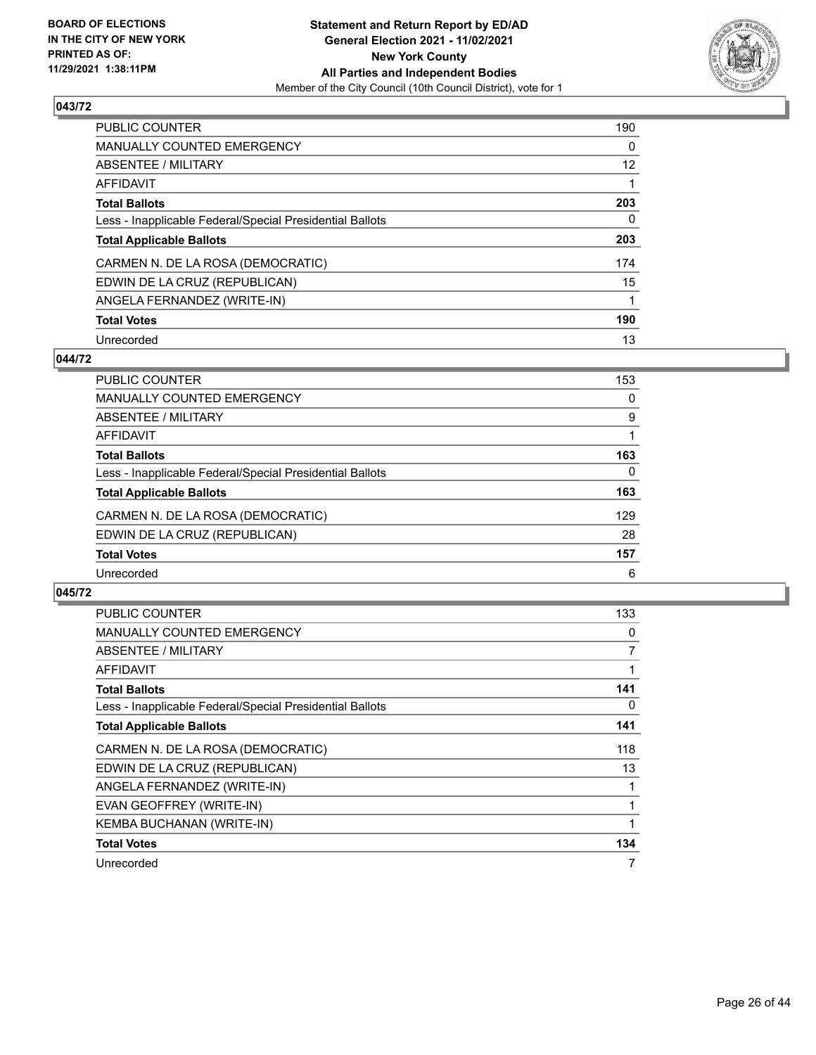## 043/72

| | |
|---|---|
| PUBLIC COUNTER | 190 |
| MANUALLY COUNTED EMERGENCY | 0 |
| ABSENTEE / MILITARY | 12 |
| AFFIDAVIT | 1 |
| **Total Ballots** | **203** |
| Less - Inapplicable Federal/Special Presidential Ballots | 0 |
| **Total Applicable Ballots** | **203** |
| CARMEN N. DE LA ROSA (DEMOCRATIC) | 174 |
| EDWIN DE LA CRUZ (REPUBLICAN) | 15 |
| ANGELA FERNANDEZ (WRITE-IN) | 1 |
| **Total Votes** | **190** |
| Unrecorded | 13 |

## 044/72

| | |
|---|---|
| PUBLIC COUNTER | 153 |
| MANUALLY COUNTED EMERGENCY | 0 |
| ABSENTEE / MILITARY | 9 |
| AFFIDAVIT | 1 |
| **Total Ballots** | **163** |
| Less - Inapplicable Federal/Special Presidential Ballots | 0 |
| **Total Applicable Ballots** | **163** |
| CARMEN N. DE LA ROSA (DEMOCRATIC) | 129 |
| EDWIN DE LA CRUZ (REPUBLICAN) | 28 |
| **Total Votes** | **157** |
| Unrecorded | 6 |

## 045/72

| | |
|---|---|
| PUBLIC COUNTER | 133 |
| MANUALLY COUNTED EMERGENCY | 0 |
| ABSENTEE / MILITARY | 7 |
| AFFIDAVIT | 1 |
| **Total Ballots** | **141** |
| Less - Inapplicable Federal/Special Presidential Ballots | 0 |
| **Total Applicable Ballots** | **141** |
| CARMEN N. DE LA ROSA (DEMOCRATIC) | 118 |
| EDWIN DE LA CRUZ (REPUBLICAN) | 13 |
| ANGELA FERNANDEZ (WRITE-IN) | 1 |
| EVAN GEOFFREY (WRITE-IN) | 1 |
| KEMBA BUCHANAN (WRITE-IN) | 1 |
| **Total Votes** | **134** |
| Unrecorded | 7 |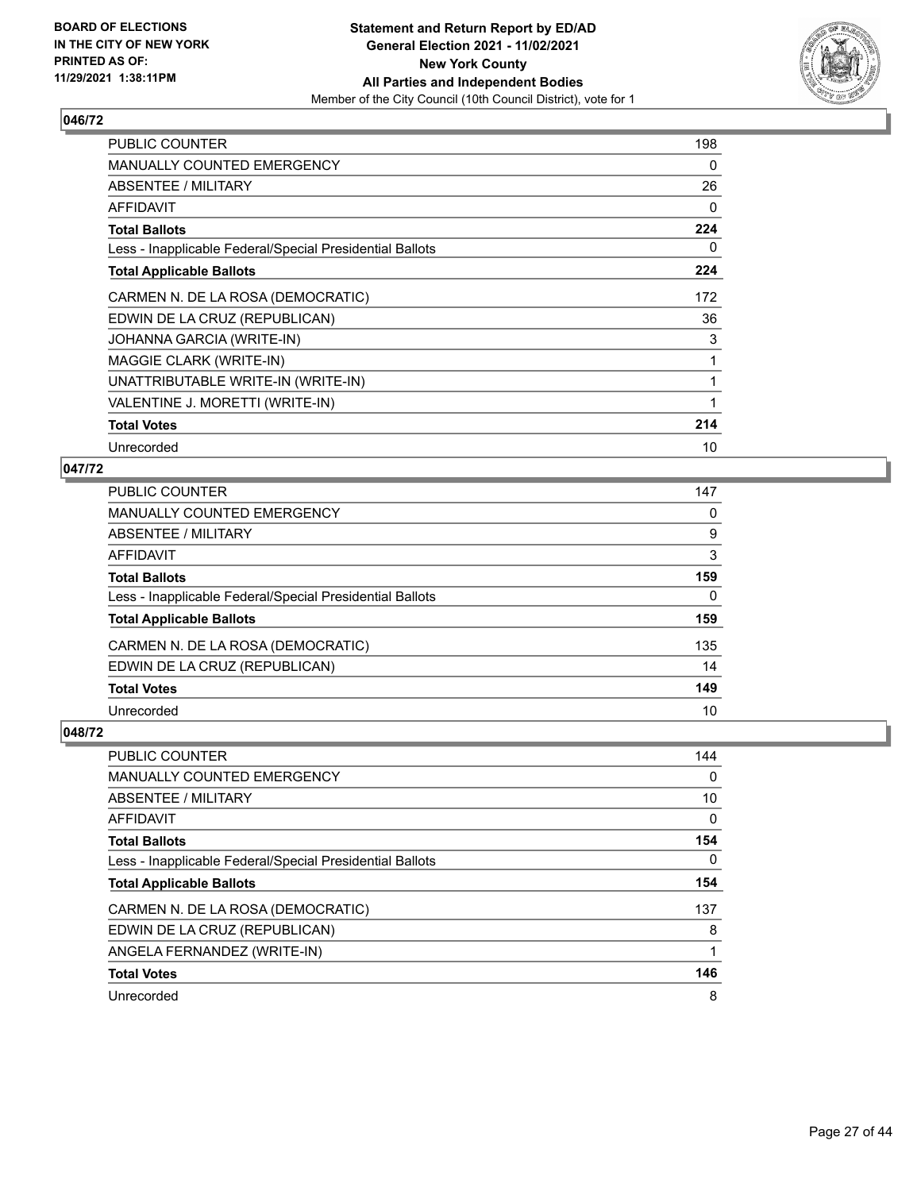**BOARD OF ELECTIONS IN THE CITY OF NEW YORK PRINTED AS OF: 11/29/2021 1:38:11PM**

**Statement and Return Report by ED/AD General Election 2021 - 11/02/2021 New York County All Parties and Independent Bodies**
Member of the City Council (10th Council District), vote for 1

## 046/72

| | |
|---|---|
| PUBLIC COUNTER | 198 |
| MANUALLY COUNTED EMERGENCY | 0 |
| ABSENTEE / MILITARY | 26 |
| AFFIDAVIT | 0 |
| **Total Ballots** | **224** |
| Less - Inapplicable Federal/Special Presidential Ballots | 0 |
| **Total Applicable Ballots** | **224** |
| CARMEN N. DE LA ROSA (DEMOCRATIC) | 172 |
| EDWIN DE LA CRUZ (REPUBLICAN) | 36 |
| JOHANNA GARCIA (WRITE-IN) | 3 |
| MAGGIE CLARK (WRITE-IN) | 1 |
| UNATTRIBUTABLE WRITE-IN (WRITE-IN) | 1 |
| VALENTINE J. MORETTI (WRITE-IN) | 1 |
| **Total Votes** | **214** |
| Unrecorded | 10 |

## 047/72

| | |
|---|---|
| PUBLIC COUNTER | 147 |
| MANUALLY COUNTED EMERGENCY | 0 |
| ABSENTEE / MILITARY | 9 |
| AFFIDAVIT | 3 |
| **Total Ballots** | **159** |
| Less - Inapplicable Federal/Special Presidential Ballots | 0 |
| **Total Applicable Ballots** | **159** |
| CARMEN N. DE LA ROSA (DEMOCRATIC) | 135 |
| EDWIN DE LA CRUZ (REPUBLICAN) | 14 |
| **Total Votes** | **149** |
| Unrecorded | 10 |

## 048/72

| | |
|---|---|
| PUBLIC COUNTER | 144 |
| MANUALLY COUNTED EMERGENCY | 0 |
| ABSENTEE / MILITARY | 10 |
| AFFIDAVIT | 0 |
| **Total Ballots** | **154** |
| Less - Inapplicable Federal/Special Presidential Ballots | 0 |
| **Total Applicable Ballots** | **154** |
| CARMEN N. DE LA ROSA (DEMOCRATIC) | 137 |
| EDWIN DE LA CRUZ (REPUBLICAN) | 8 |
| ANGELA FERNANDEZ (WRITE-IN) | 1 |
| **Total Votes** | **146** |
| Unrecorded | 8 |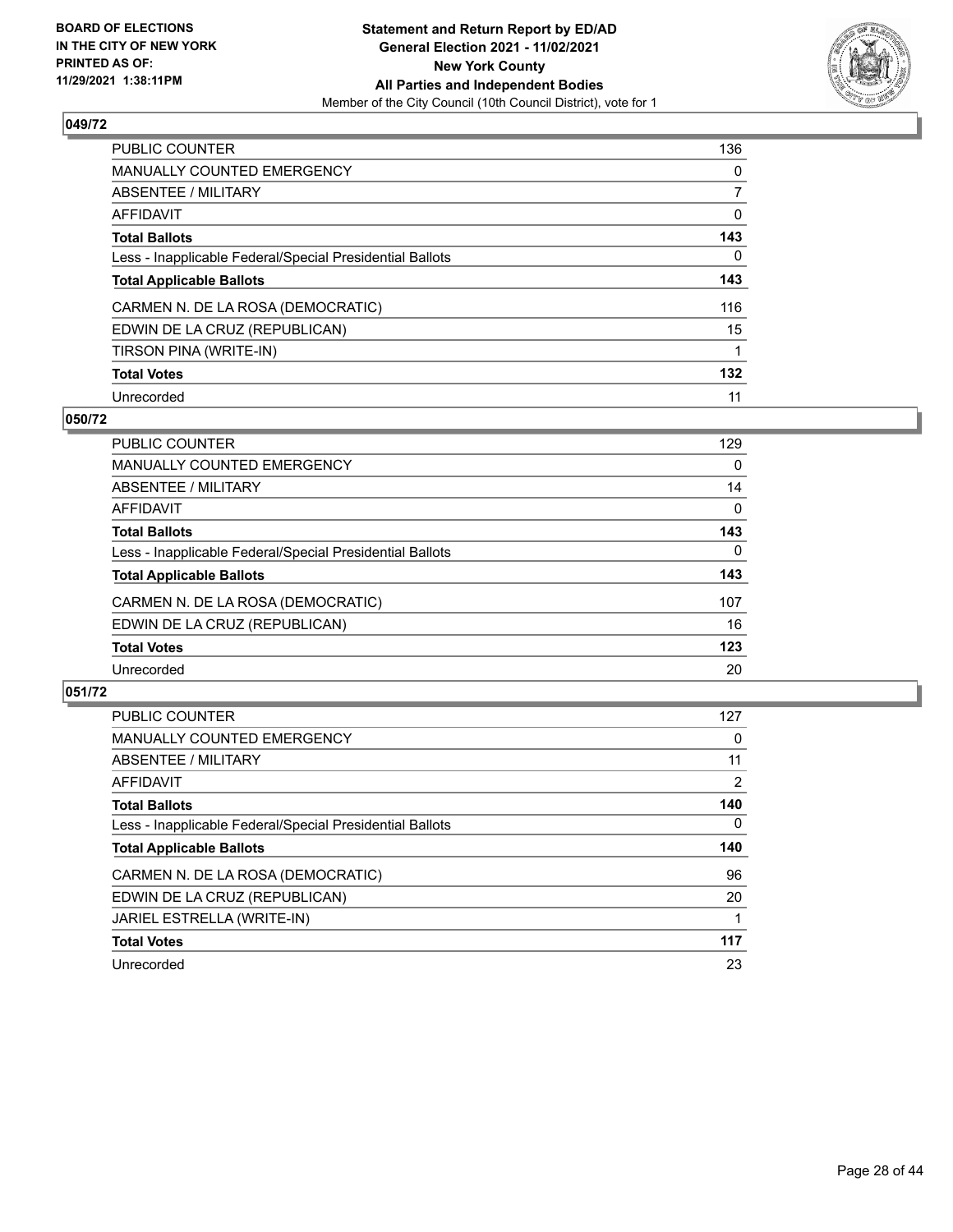BOARD OF ELECTIONS
IN THE CITY OF NEW YORK
PRINTED AS OF:
11/29/2021 1:38:11PM

**Statement and Return Report by ED/AD**
**General Election 2021 - 11/02/2021**
**New York County**
**All Parties and Independent Bodies**
Member of the City Council (10th Council District), vote for 1

## 049/72

| | |
|---|---|
| PUBLIC COUNTER | 136 |
| MANUALLY COUNTED EMERGENCY | 0 |
| ABSENTEE / MILITARY | 7 |
| AFFIDAVIT | 0 |
| **Total Ballots** | **143** |
| Less - Inapplicable Federal/Special Presidential Ballots | 0 |
| **Total Applicable Ballots** | **143** |
| CARMEN N. DE LA ROSA (DEMOCRATIC) | 116 |
| EDWIN DE LA CRUZ (REPUBLICAN) | 15 |
| TIRSON PINA (WRITE-IN) | 1 |
| **Total Votes** | **132** |
| Unrecorded | 11 |

## 050/72

| | |
|---|---|
| PUBLIC COUNTER | 129 |
| MANUALLY COUNTED EMERGENCY | 0 |
| ABSENTEE / MILITARY | 14 |
| AFFIDAVIT | 0 |
| **Total Ballots** | **143** |
| Less - Inapplicable Federal/Special Presidential Ballots | 0 |
| **Total Applicable Ballots** | **143** |
| CARMEN N. DE LA ROSA (DEMOCRATIC) | 107 |
| EDWIN DE LA CRUZ (REPUBLICAN) | 16 |
| **Total Votes** | **123** |
| Unrecorded | 20 |

## 051/72

| | |
|---|---|
| PUBLIC COUNTER | 127 |
| MANUALLY COUNTED EMERGENCY | 0 |
| ABSENTEE / MILITARY | 11 |
| AFFIDAVIT | 2 |
| **Total Ballots** | **140** |
| Less - Inapplicable Federal/Special Presidential Ballots | 0 |
| **Total Applicable Ballots** | **140** |
| CARMEN N. DE LA ROSA (DEMOCRATIC) | 96 |
| EDWIN DE LA CRUZ (REPUBLICAN) | 20 |
| JARIEL ESTRELLA (WRITE-IN) | 1 |
| **Total Votes** | **117** |
| Unrecorded | 23 |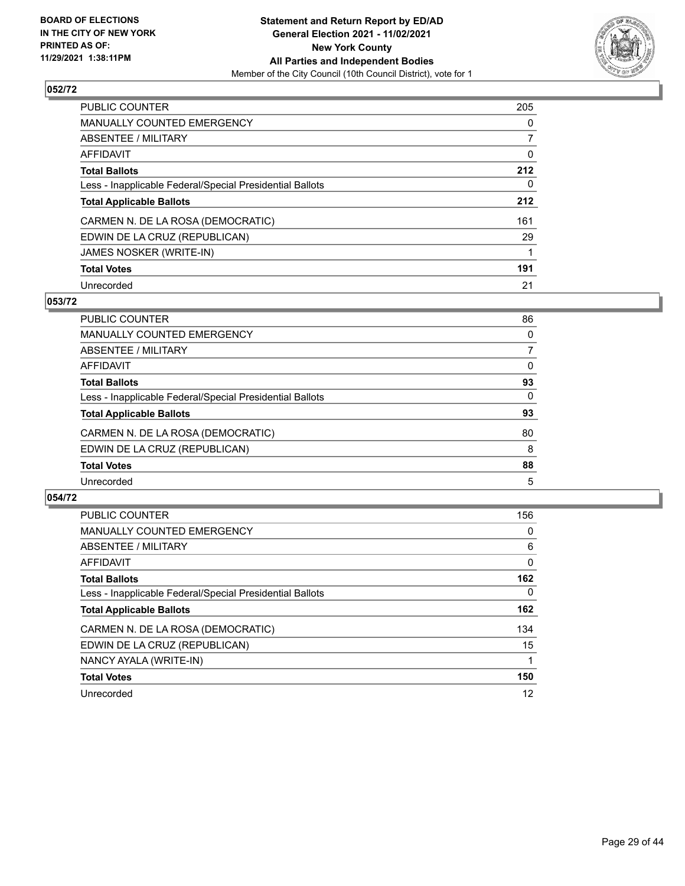**BOARD OF ELECTIONS IN THE CITY OF NEW YORK PRINTED AS OF: 11/29/2021 1:38:11PM**

**Statement and Return Report by ED/AD General Election 2021 - 11/02/2021 New York County All Parties and Independent Bodies**

Member of the City Council (10th Council District), vote for 1

### 052/72

| | |
|---|---|
| PUBLIC COUNTER | 205 |
| MANUALLY COUNTED EMERGENCY | 0 |
| ABSENTEE / MILITARY | 7 |
| AFFIDAVIT | 0 |
| **Total Ballots** | **212** |
| Less - Inapplicable Federal/Special Presidential Ballots | 0 |
| **Total Applicable Ballots** | **212** |
| CARMEN N. DE LA ROSA (DEMOCRATIC) | 161 |
| EDWIN DE LA CRUZ (REPUBLICAN) | 29 |
| JAMES NOSKER (WRITE-IN) | 1 |
| **Total Votes** | **191** |
| Unrecorded | 21 |

### 053/72

| | |
|---|---|
| PUBLIC COUNTER | 86 |
| MANUALLY COUNTED EMERGENCY | 0 |
| ABSENTEE / MILITARY | 7 |
| AFFIDAVIT | 0 |
| **Total Ballots** | **93** |
| Less - Inapplicable Federal/Special Presidential Ballots | 0 |
| **Total Applicable Ballots** | **93** |
| CARMEN N. DE LA ROSA (DEMOCRATIC) | 80 |
| EDWIN DE LA CRUZ (REPUBLICAN) | 8 |
| **Total Votes** | **88** |
| Unrecorded | 5 |

### 054/72

| | |
|---|---|
| PUBLIC COUNTER | 156 |
| MANUALLY COUNTED EMERGENCY | 0 |
| ABSENTEE / MILITARY | 6 |
| AFFIDAVIT | 0 |
| **Total Ballots** | **162** |
| Less - Inapplicable Federal/Special Presidential Ballots | 0 |
| **Total Applicable Ballots** | **162** |
| CARMEN N. DE LA ROSA (DEMOCRATIC) | 134 |
| EDWIN DE LA CRUZ (REPUBLICAN) | 15 |
| NANCY AYALA (WRITE-IN) | 1 |
| **Total Votes** | **150** |
| Unrecorded | 12 |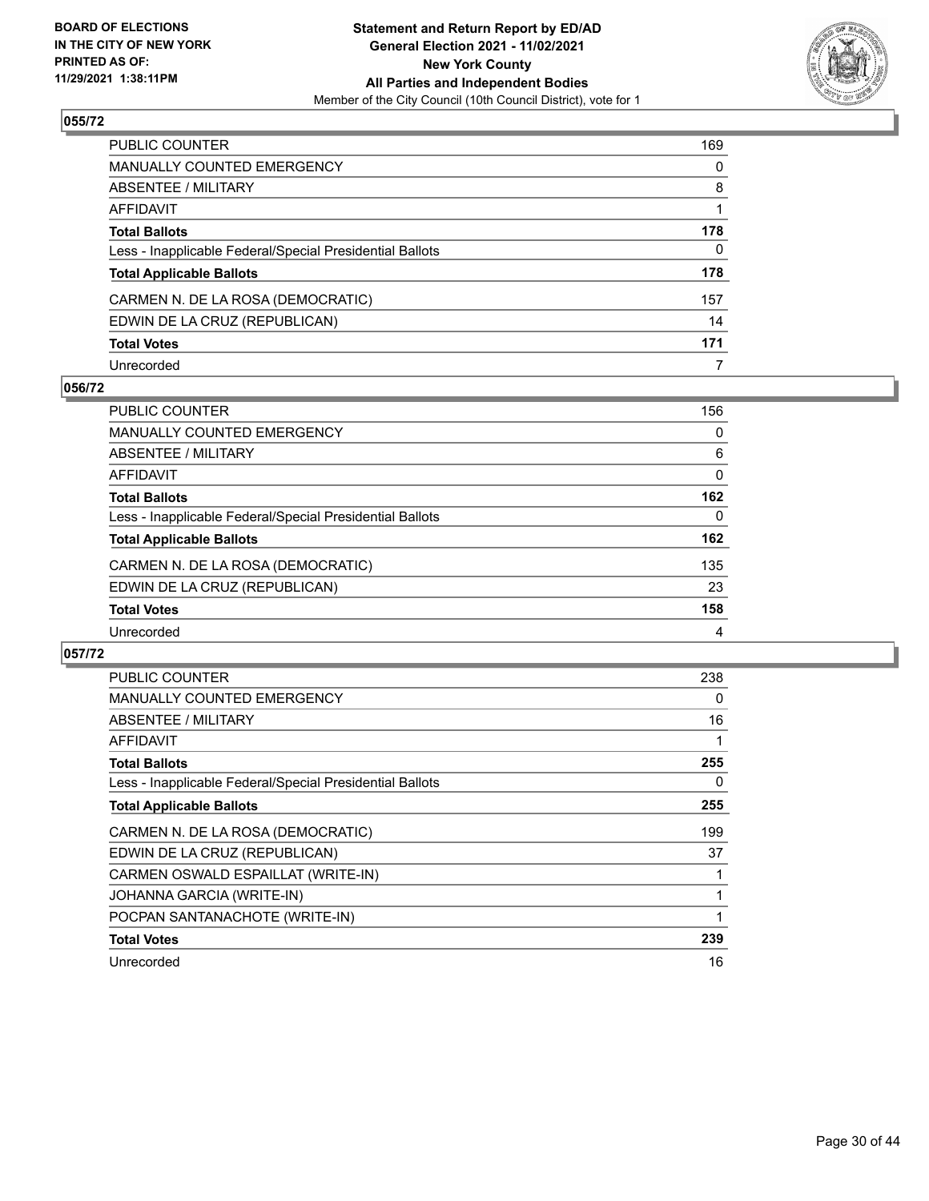BOARD OF ELECTIONS
IN THE CITY OF NEW YORK
PRINTED AS OF:
11/29/2021 1:38:11PM

**Statement and Return Report by ED/AD**
**General Election 2021 - 11/02/2021**
**New York County**
**All Parties and Independent Bodies**
Member of the City Council (10th Council District), vote for 1

## 055/72

| | |
|---|---|
| PUBLIC COUNTER | 169 |
| MANUALLY COUNTED EMERGENCY | 0 |
| ABSENTEE / MILITARY | 8 |
| AFFIDAVIT | 1 |
| **Total Ballots** | **178** |
| Less - Inapplicable Federal/Special Presidential Ballots | 0 |
| **Total Applicable Ballots** | **178** |
| CARMEN N. DE LA ROSA (DEMOCRATIC) | 157 |
| EDWIN DE LA CRUZ (REPUBLICAN) | 14 |
| **Total Votes** | **171** |
| Unrecorded | 7 |

## 056/72

| | |
|---|---|
| PUBLIC COUNTER | 156 |
| MANUALLY COUNTED EMERGENCY | 0 |
| ABSENTEE / MILITARY | 6 |
| AFFIDAVIT | 0 |
| **Total Ballots** | **162** |
| Less - Inapplicable Federal/Special Presidential Ballots | 0 |
| **Total Applicable Ballots** | **162** |
| CARMEN N. DE LA ROSA (DEMOCRATIC) | 135 |
| EDWIN DE LA CRUZ (REPUBLICAN) | 23 |
| **Total Votes** | **158** |
| Unrecorded | 4 |

## 057/72

| | |
|---|---|
| PUBLIC COUNTER | 238 |
| MANUALLY COUNTED EMERGENCY | 0 |
| ABSENTEE / MILITARY | 16 |
| AFFIDAVIT | 1 |
| **Total Ballots** | **255** |
| Less - Inapplicable Federal/Special Presidential Ballots | 0 |
| **Total Applicable Ballots** | **255** |
| CARMEN N. DE LA ROSA (DEMOCRATIC) | 199 |
| EDWIN DE LA CRUZ (REPUBLICAN) | 37 |
| CARMEN OSWALD ESPAILLAT (WRITE-IN) | 1 |
| JOHANNA GARCIA (WRITE-IN) | 1 |
| POCPAN SANTANACHOTE (WRITE-IN) | 1 |
| **Total Votes** | **239** |
| Unrecorded | 16 |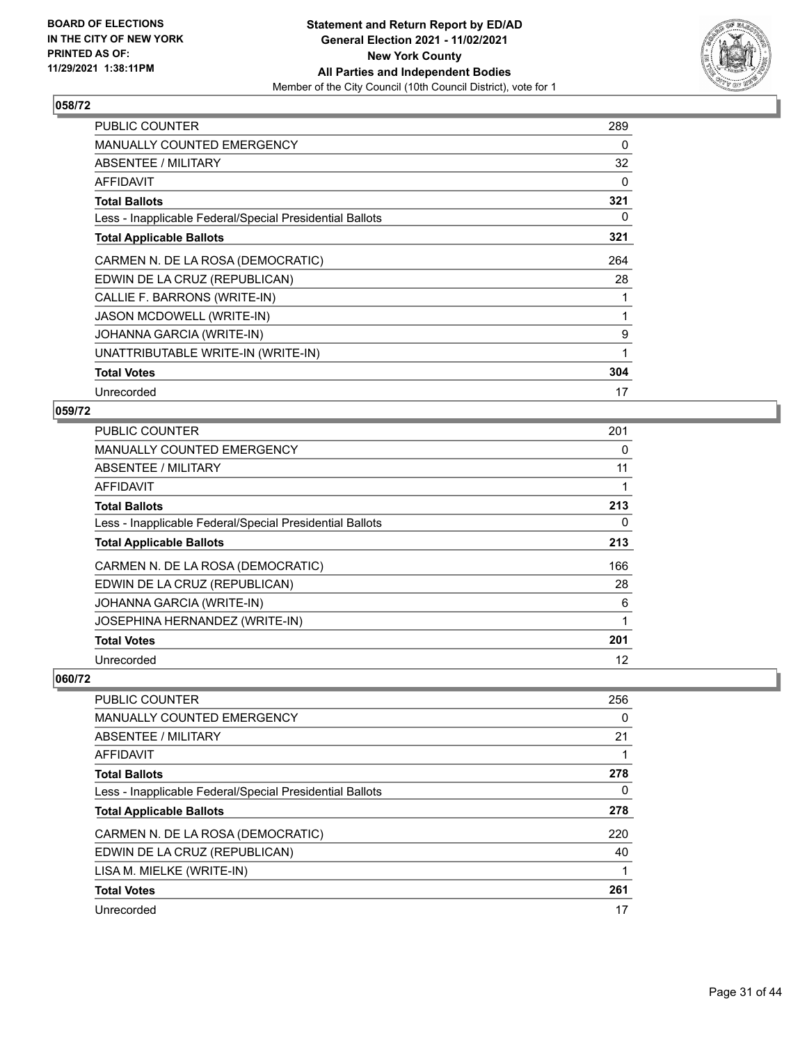## 058/72

| | |
|---|---|
| PUBLIC COUNTER | 289 |
| MANUALLY COUNTED EMERGENCY | 0 |
| ABSENTEE / MILITARY | 32 |
| AFFIDAVIT | 0 |
| **Total Ballots** | **321** |
| Less - Inapplicable Federal/Special Presidential Ballots | 0 |
| **Total Applicable Ballots** | **321** |
| CARMEN N. DE LA ROSA (DEMOCRATIC) | 264 |
| EDWIN DE LA CRUZ (REPUBLICAN) | 28 |
| CALLIE F. BARRONS (WRITE-IN) | 1 |
| JASON MCDOWELL (WRITE-IN) | 1 |
| JOHANNA GARCIA (WRITE-IN) | 9 |
| UNATTRIBUTABLE WRITE-IN (WRITE-IN) | 1 |
| **Total Votes** | **304** |
| Unrecorded | 17 |

## 059/72

| | |
|---|---|
| PUBLIC COUNTER | 201 |
| MANUALLY COUNTED EMERGENCY | 0 |
| ABSENTEE / MILITARY | 11 |
| AFFIDAVIT | 1 |
| **Total Ballots** | **213** |
| Less - Inapplicable Federal/Special Presidential Ballots | 0 |
| **Total Applicable Ballots** | **213** |
| CARMEN N. DE LA ROSA (DEMOCRATIC) | 166 |
| EDWIN DE LA CRUZ (REPUBLICAN) | 28 |
| JOHANNA GARCIA (WRITE-IN) | 6 |
| JOSEPHINA HERNANDEZ (WRITE-IN) | 1 |
| **Total Votes** | **201** |
| Unrecorded | 12 |

## 060/72

| | |
|---|---|
| PUBLIC COUNTER | 256 |
| MANUALLY COUNTED EMERGENCY | 0 |
| ABSENTEE / MILITARY | 21 |
| AFFIDAVIT | 1 |
| **Total Ballots** | **278** |
| Less - Inapplicable Federal/Special Presidential Ballots | 0 |
| **Total Applicable Ballots** | **278** |
| CARMEN N. DE LA ROSA (DEMOCRATIC) | 220 |
| EDWIN DE LA CRUZ (REPUBLICAN) | 40 |
| LISA M. MIELKE (WRITE-IN) | 1 |
| **Total Votes** | **261** |
| Unrecorded | 17 |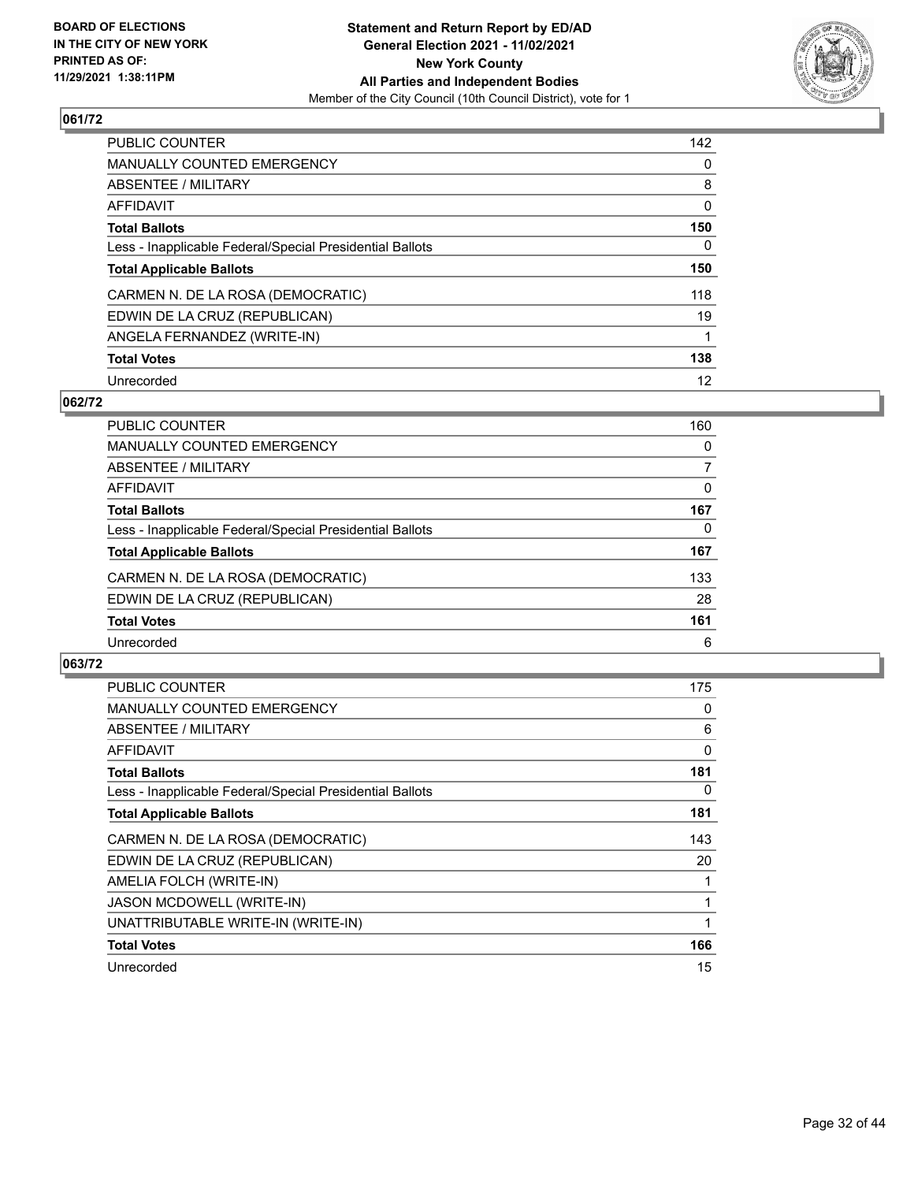**BOARD OF ELECTIONS IN THE CITY OF NEW YORK PRINTED AS OF: 11/29/2021 1:38:11PM**

**Statement and Return Report by ED/AD General Election 2021 - 11/02/2021 New York County All Parties and Independent Bodies**
Member of the City Council (10th Council District), vote for 1

## 061/72

| | |
|---|---|
| PUBLIC COUNTER | 142 |
| MANUALLY COUNTED EMERGENCY | 0 |
| ABSENTEE / MILITARY | 8 |
| AFFIDAVIT | 0 |
| **Total Ballots** | **150** |
| Less - Inapplicable Federal/Special Presidential Ballots | 0 |
| **Total Applicable Ballots** | **150** |
| CARMEN N. DE LA ROSA (DEMOCRATIC) | 118 |
| EDWIN DE LA CRUZ (REPUBLICAN) | 19 |
| ANGELA FERNANDEZ (WRITE-IN) | 1 |
| **Total Votes** | **138** |
| Unrecorded | 12 |

## 062/72

| | |
|---|---|
| PUBLIC COUNTER | 160 |
| MANUALLY COUNTED EMERGENCY | 0 |
| ABSENTEE / MILITARY | 7 |
| AFFIDAVIT | 0 |
| **Total Ballots** | **167** |
| Less - Inapplicable Federal/Special Presidential Ballots | 0 |
| **Total Applicable Ballots** | **167** |
| CARMEN N. DE LA ROSA (DEMOCRATIC) | 133 |
| EDWIN DE LA CRUZ (REPUBLICAN) | 28 |
| **Total Votes** | **161** |
| Unrecorded | 6 |

## 063/72

| | |
|---|---|
| PUBLIC COUNTER | 175 |
| MANUALLY COUNTED EMERGENCY | 0 |
| ABSENTEE / MILITARY | 6 |
| AFFIDAVIT | 0 |
| **Total Ballots** | **181** |
| Less - Inapplicable Federal/Special Presidential Ballots | 0 |
| **Total Applicable Ballots** | **181** |
| CARMEN N. DE LA ROSA (DEMOCRATIC) | 143 |
| EDWIN DE LA CRUZ (REPUBLICAN) | 20 |
| AMELIA FOLCH (WRITE-IN) | 1 |
| JASON MCDOWELL (WRITE-IN) | 1 |
| UNATTRIBUTABLE WRITE-IN (WRITE-IN) | 1 |
| **Total Votes** | **166** |
| Unrecorded | 15 |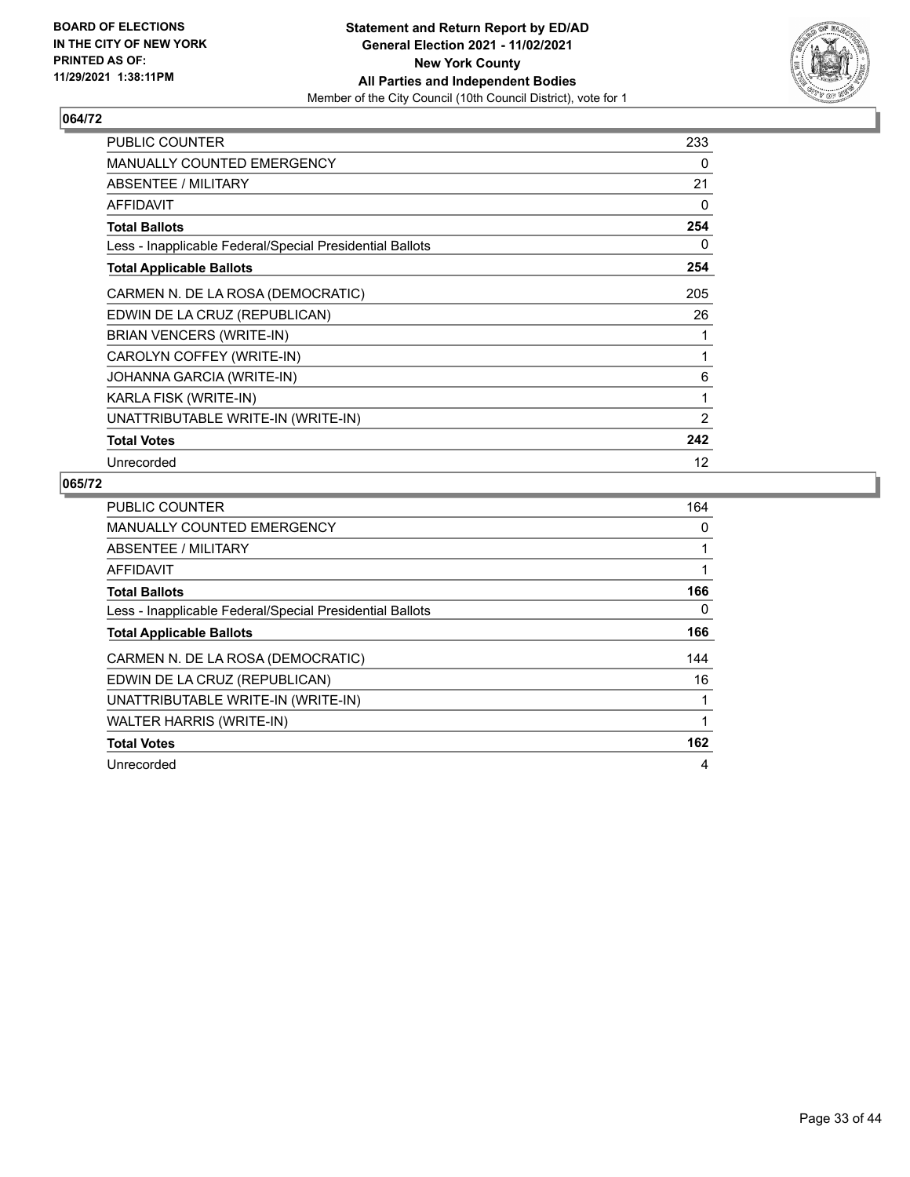**BOARD OF ELECTIONS IN THE CITY OF NEW YORK PRINTED AS OF: 11/29/2021 1:38:11PM**

**Statement and Return Report by ED/AD General Election 2021 - 11/02/2021 New York County All Parties and Independent Bodies**

Member of the City Council (10th Council District), vote for 1

## 064/72

| | |
|---|---|
| PUBLIC COUNTER | 233 |
| MANUALLY COUNTED EMERGENCY | 0 |
| ABSENTEE / MILITARY | 21 |
| AFFIDAVIT | 0 |
| **Total Ballots** | **254** |
| Less - Inapplicable Federal/Special Presidential Ballots | 0 |
| **Total Applicable Ballots** | **254** |
| CARMEN N. DE LA ROSA (DEMOCRATIC) | 205 |
| EDWIN DE LA CRUZ (REPUBLICAN) | 26 |
| BRIAN VENCERS (WRITE-IN) | 1 |
| CAROLYN COFFEY (WRITE-IN) | 1 |
| JOHANNA GARCIA (WRITE-IN) | 6 |
| KARLA FISK (WRITE-IN) | 1 |
| UNATTRIBUTABLE WRITE-IN (WRITE-IN) | 2 |
| **Total Votes** | **242** |
| Unrecorded | 12 |

## 065/72

| | |
|---|---|
| PUBLIC COUNTER | 164 |
| MANUALLY COUNTED EMERGENCY | 0 |
| ABSENTEE / MILITARY | 1 |
| AFFIDAVIT | 1 |
| **Total Ballots** | **166** |
| Less - Inapplicable Federal/Special Presidential Ballots | 0 |
| **Total Applicable Ballots** | **166** |
| CARMEN N. DE LA ROSA (DEMOCRATIC) | 144 |
| EDWIN DE LA CRUZ (REPUBLICAN) | 16 |
| UNATTRIBUTABLE WRITE-IN (WRITE-IN) | 1 |
| WALTER HARRIS (WRITE-IN) | 1 |
| **Total Votes** | **162** |
| Unrecorded | 4 |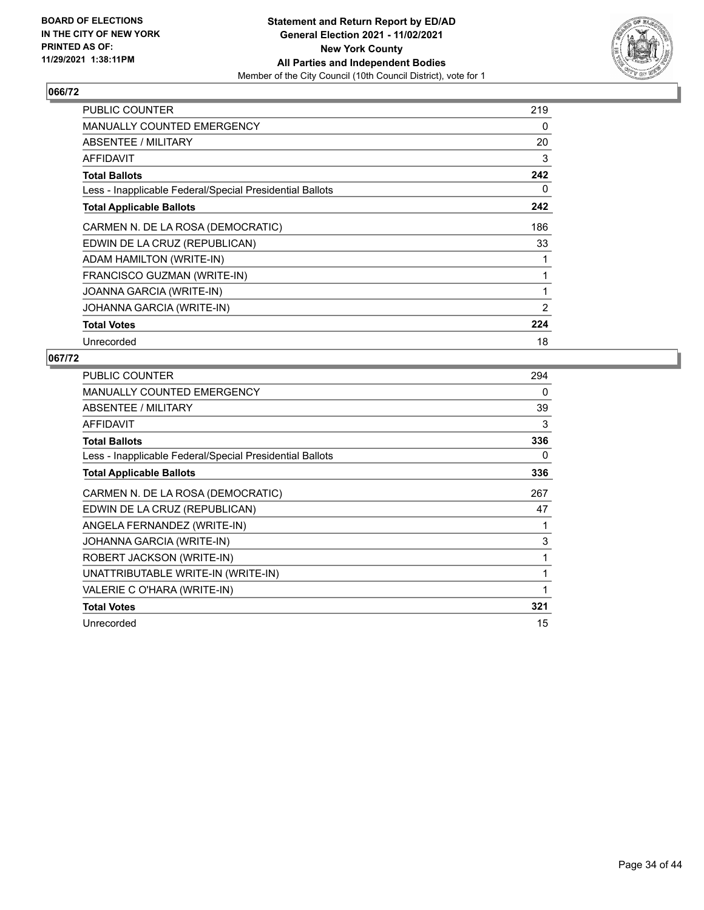BOARD OF ELECTIONS
IN THE CITY OF NEW YORK
PRINTED AS OF:
11/29/2021 1:38:11PM

**Statement and Return Report by ED/AD**
**General Election 2021 - 11/02/2021**
**New York County**
**All Parties and Independent Bodies**
Member of the City Council (10th Council District), vote for 1

## 066/72

| | |
|---|---|
| PUBLIC COUNTER | 219 |
| MANUALLY COUNTED EMERGENCY | 0 |
| ABSENTEE / MILITARY | 20 |
| AFFIDAVIT | 3 |
| **Total Ballots** | **242** |
| Less - Inapplicable Federal/Special Presidential Ballots | 0 |
| **Total Applicable Ballots** | **242** |
| CARMEN N. DE LA ROSA (DEMOCRATIC) | 186 |
| EDWIN DE LA CRUZ (REPUBLICAN) | 33 |
| ADAM HAMILTON (WRITE-IN) | 1 |
| FRANCISCO GUZMAN (WRITE-IN) | 1 |
| JOANNA GARCIA (WRITE-IN) | 1 |
| JOHANNA GARCIA (WRITE-IN) | 2 |
| **Total Votes** | **224** |
| Unrecorded | 18 |

## 067/72

| | |
|---|---|
| PUBLIC COUNTER | 294 |
| MANUALLY COUNTED EMERGENCY | 0 |
| ABSENTEE / MILITARY | 39 |
| AFFIDAVIT | 3 |
| **Total Ballots** | **336** |
| Less - Inapplicable Federal/Special Presidential Ballots | 0 |
| **Total Applicable Ballots** | **336** |
| CARMEN N. DE LA ROSA (DEMOCRATIC) | 267 |
| EDWIN DE LA CRUZ (REPUBLICAN) | 47 |
| ANGELA FERNANDEZ (WRITE-IN) | 1 |
| JOHANNA GARCIA (WRITE-IN) | 3 |
| ROBERT JACKSON (WRITE-IN) | 1 |
| UNATTRIBUTABLE WRITE-IN (WRITE-IN) | 1 |
| VALERIE C O'HARA (WRITE-IN) | 1 |
| **Total Votes** | **321** |
| Unrecorded | 15 |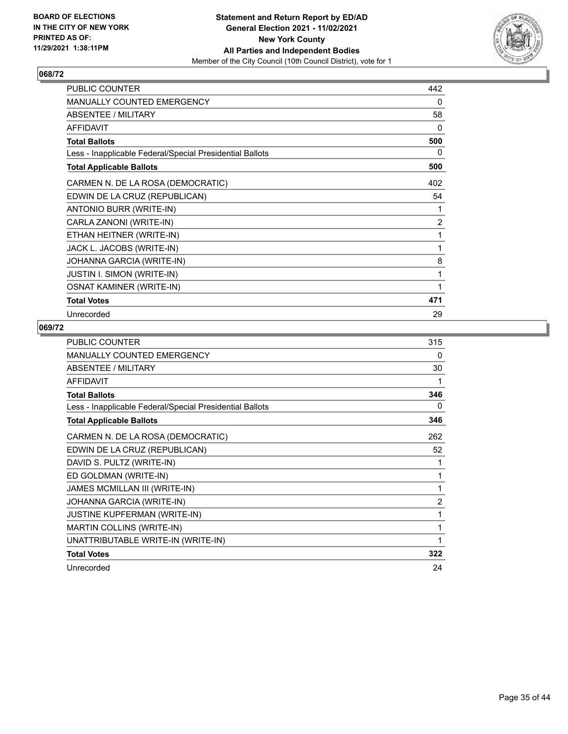BOARD OF ELECTIONS
IN THE CITY OF NEW YORK
PRINTED AS OF:
11/29/2021 1:38:11PM

**Statement and Return Report by ED/AD**
**General Election 2021 - 11/02/2021**
**New York County**
**All Parties and Independent Bodies**
Member of the City Council (10th Council District), vote for 1

## 068/72

| | |
|---|---|
| PUBLIC COUNTER | 442 |
| MANUALLY COUNTED EMERGENCY | 0 |
| ABSENTEE / MILITARY | 58 |
| AFFIDAVIT | 0 |
| **Total Ballots** | **500** |
| Less - Inapplicable Federal/Special Presidential Ballots | 0 |
| **Total Applicable Ballots** | **500** |
| CARMEN N. DE LA ROSA (DEMOCRATIC) | 402 |
| EDWIN DE LA CRUZ (REPUBLICAN) | 54 |
| ANTONIO BURR (WRITE-IN) | 1 |
| CARLA ZANONI (WRITE-IN) | 2 |
| ETHAN HEITNER (WRITE-IN) | 1 |
| JACK L. JACOBS (WRITE-IN) | 1 |
| JOHANNA GARCIA (WRITE-IN) | 8 |
| JUSTIN I. SIMON (WRITE-IN) | 1 |
| OSNAT KAMINER (WRITE-IN) | 1 |
| **Total Votes** | **471** |
| Unrecorded | 29 |

## 069/72

| | |
|---|---|
| PUBLIC COUNTER | 315 |
| MANUALLY COUNTED EMERGENCY | 0 |
| ABSENTEE / MILITARY | 30 |
| AFFIDAVIT | 1 |
| **Total Ballots** | **346** |
| Less - Inapplicable Federal/Special Presidential Ballots | 0 |
| **Total Applicable Ballots** | **346** |
| CARMEN N. DE LA ROSA (DEMOCRATIC) | 262 |
| EDWIN DE LA CRUZ (REPUBLICAN) | 52 |
| DAVID S. PULTZ (WRITE-IN) | 1 |
| ED GOLDMAN (WRITE-IN) | 1 |
| JAMES MCMILLAN III (WRITE-IN) | 1 |
| JOHANNA GARCIA (WRITE-IN) | 2 |
| JUSTINE KUPFERMAN (WRITE-IN) | 1 |
| MARTIN COLLINS (WRITE-IN) | 1 |
| UNATTRIBUTABLE WRITE-IN (WRITE-IN) | 1 |
| **Total Votes** | **322** |
| Unrecorded | 24 |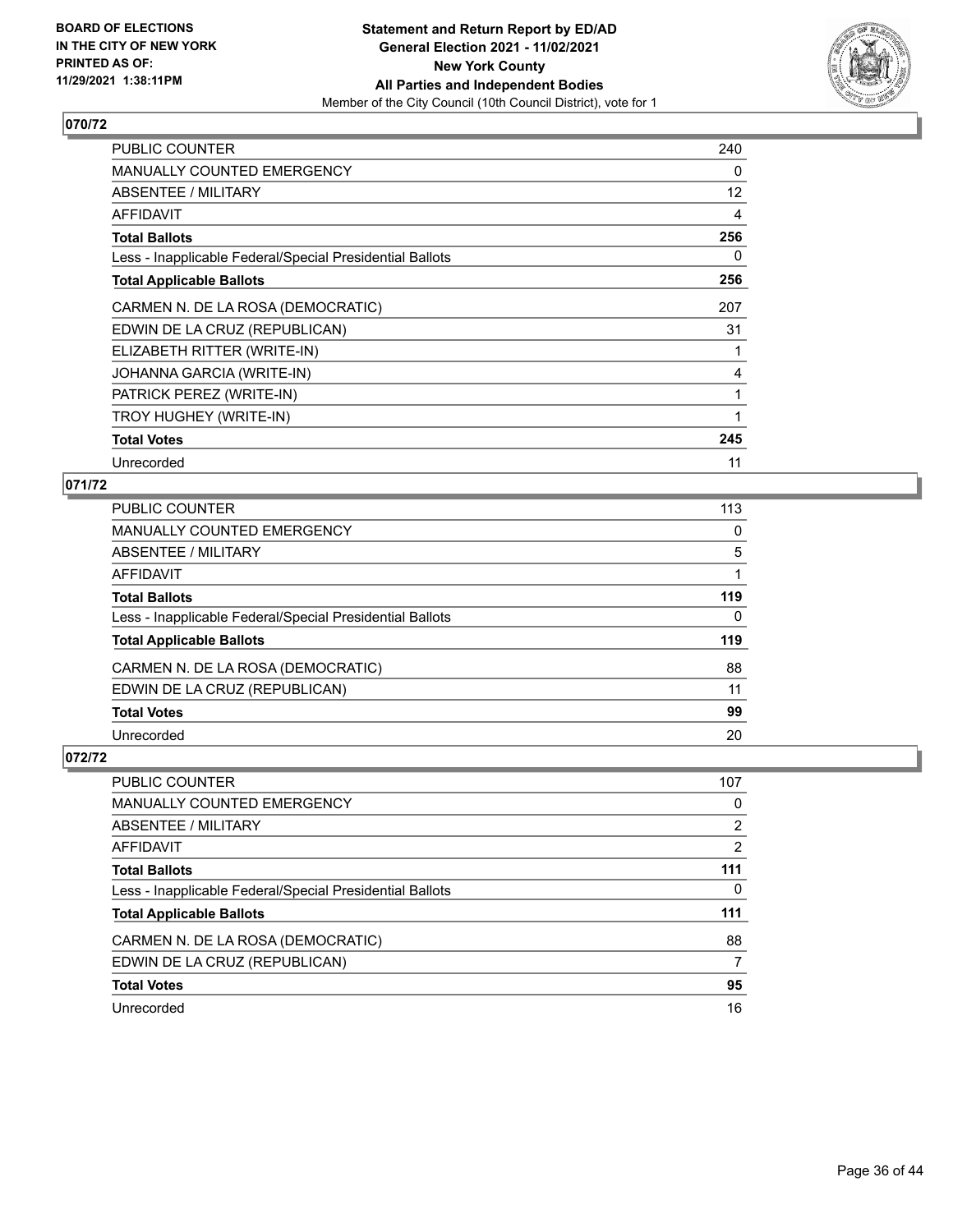BOARD OF ELECTIONS
IN THE CITY OF NEW YORK
PRINTED AS OF:
11/29/2021 1:38:11PM

**Statement and Return Report by ED/AD**
**General Election 2021 - 11/02/2021**
**New York County**
**All Parties and Independent Bodies**
Member of the City Council (10th Council District), vote for 1

## 070/72

| | |
|---|---|
| PUBLIC COUNTER | 240 |
| MANUALLY COUNTED EMERGENCY | 0 |
| ABSENTEE / MILITARY | 12 |
| AFFIDAVIT | 4 |
| **Total Ballots** | **256** |
| Less - Inapplicable Federal/Special Presidential Ballots | 0 |
| **Total Applicable Ballots** | **256** |
| CARMEN N. DE LA ROSA (DEMOCRATIC) | 207 |
| EDWIN DE LA CRUZ (REPUBLICAN) | 31 |
| ELIZABETH RITTER (WRITE-IN) | 1 |
| JOHANNA GARCIA (WRITE-IN) | 4 |
| PATRICK PEREZ (WRITE-IN) | 1 |
| TROY HUGHEY (WRITE-IN) | 1 |
| **Total Votes** | **245** |
| Unrecorded | 11 |

## 071/72

| | |
|---|---|
| PUBLIC COUNTER | 113 |
| MANUALLY COUNTED EMERGENCY | 0 |
| ABSENTEE / MILITARY | 5 |
| AFFIDAVIT | 1 |
| **Total Ballots** | **119** |
| Less - Inapplicable Federal/Special Presidential Ballots | 0 |
| **Total Applicable Ballots** | **119** |
| CARMEN N. DE LA ROSA (DEMOCRATIC) | 88 |
| EDWIN DE LA CRUZ (REPUBLICAN) | 11 |
| **Total Votes** | **99** |
| Unrecorded | 20 |

## 072/72

| | |
|---|---|
| PUBLIC COUNTER | 107 |
| MANUALLY COUNTED EMERGENCY | 0 |
| ABSENTEE / MILITARY | 2 |
| AFFIDAVIT | 2 |
| **Total Ballots** | **111** |
| Less - Inapplicable Federal/Special Presidential Ballots | 0 |
| **Total Applicable Ballots** | **111** |
| CARMEN N. DE LA ROSA (DEMOCRATIC) | 88 |
| EDWIN DE LA CRUZ (REPUBLICAN) | 7 |
| **Total Votes** | **95** |
| Unrecorded | 16 |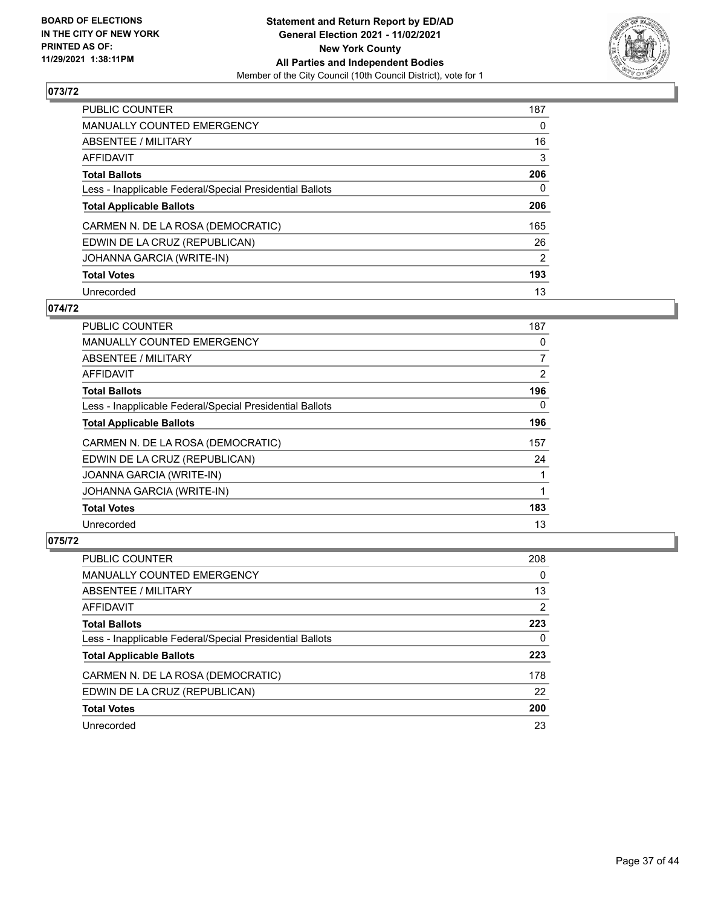**BOARD OF ELECTIONS IN THE CITY OF NEW YORK PRINTED AS OF: 11/29/2021 1:38:11PM**

**Statement and Return Report by ED/AD General Election 2021 - 11/02/2021 New York County All Parties and Independent Bodies**
Member of the City Council (10th Council District), vote for 1

### 073/72

| | |
|---|---|
| PUBLIC COUNTER | 187 |
| MANUALLY COUNTED EMERGENCY | 0 |
| ABSENTEE / MILITARY | 16 |
| AFFIDAVIT | 3 |
| **Total Ballots** | **206** |
| Less - Inapplicable Federal/Special Presidential Ballots | 0 |
| **Total Applicable Ballots** | **206** |
| CARMEN N. DE LA ROSA (DEMOCRATIC) | 165 |
| EDWIN DE LA CRUZ (REPUBLICAN) | 26 |
| JOHANNA GARCIA (WRITE-IN) | 2 |
| **Total Votes** | **193** |
| Unrecorded | 13 |

### 074/72

| | |
|---|---|
| PUBLIC COUNTER | 187 |
| MANUALLY COUNTED EMERGENCY | 0 |
| ABSENTEE / MILITARY | 7 |
| AFFIDAVIT | 2 |
| **Total Ballots** | **196** |
| Less - Inapplicable Federal/Special Presidential Ballots | 0 |
| **Total Applicable Ballots** | **196** |
| CARMEN N. DE LA ROSA (DEMOCRATIC) | 157 |
| EDWIN DE LA CRUZ (REPUBLICAN) | 24 |
| JOANNA GARCIA (WRITE-IN) | 1 |
| JOHANNA GARCIA (WRITE-IN) | 1 |
| **Total Votes** | **183** |
| Unrecorded | 13 |

### 075/72

| | |
|---|---|
| PUBLIC COUNTER | 208 |
| MANUALLY COUNTED EMERGENCY | 0 |
| ABSENTEE / MILITARY | 13 |
| AFFIDAVIT | 2 |
| **Total Ballots** | **223** |
| Less - Inapplicable Federal/Special Presidential Ballots | 0 |
| **Total Applicable Ballots** | **223** |
| CARMEN N. DE LA ROSA (DEMOCRATIC) | 178 |
| EDWIN DE LA CRUZ (REPUBLICAN) | 22 |
| **Total Votes** | **200** |
| Unrecorded | 23 |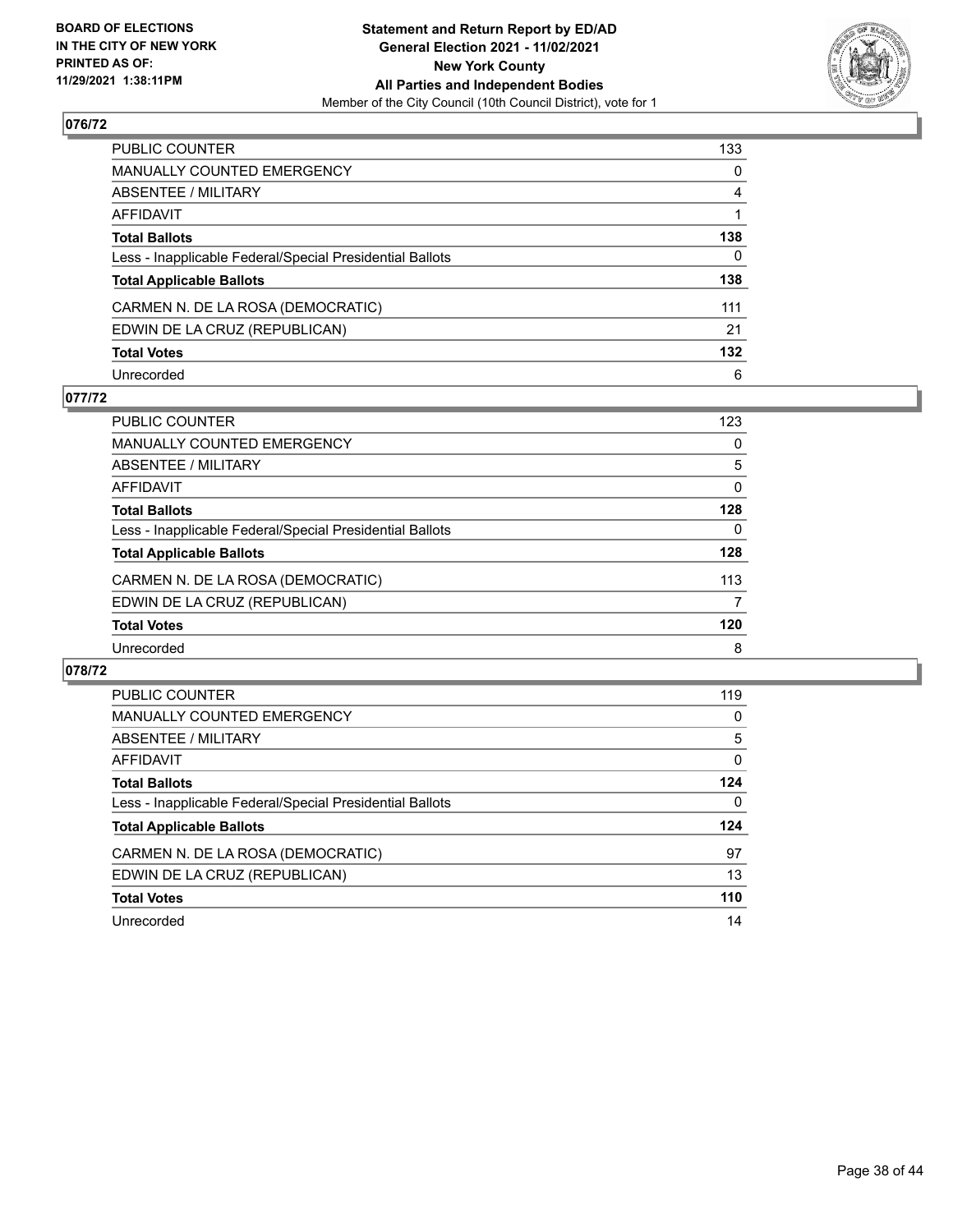## 076/72

| | |
|---|---|
| PUBLIC COUNTER | 133 |
| MANUALLY COUNTED EMERGENCY | 0 |
| ABSENTEE / MILITARY | 4 |
| AFFIDAVIT | 1 |
| **Total Ballots** | **138** |
| Less - Inapplicable Federal/Special Presidential Ballots | 0 |
| **Total Applicable Ballots** | **138** |
| CARMEN N. DE LA ROSA (DEMOCRATIC) | 111 |
| EDWIN DE LA CRUZ (REPUBLICAN) | 21 |
| **Total Votes** | **132** |
| Unrecorded | 6 |

## 077/72

| | |
|---|---|
| PUBLIC COUNTER | 123 |
| MANUALLY COUNTED EMERGENCY | 0 |
| ABSENTEE / MILITARY | 5 |
| AFFIDAVIT | 0 |
| **Total Ballots** | **128** |
| Less - Inapplicable Federal/Special Presidential Ballots | 0 |
| **Total Applicable Ballots** | **128** |
| CARMEN N. DE LA ROSA (DEMOCRATIC) | 113 |
| EDWIN DE LA CRUZ (REPUBLICAN) | 7 |
| **Total Votes** | **120** |
| Unrecorded | 8 |

## 078/72

| | |
|---|---|
| PUBLIC COUNTER | 119 |
| MANUALLY COUNTED EMERGENCY | 0 |
| ABSENTEE / MILITARY | 5 |
| AFFIDAVIT | 0 |
| **Total Ballots** | **124** |
| Less - Inapplicable Federal/Special Presidential Ballots | 0 |
| **Total Applicable Ballots** | **124** |
| CARMEN N. DE LA ROSA (DEMOCRATIC) | 97 |
| EDWIN DE LA CRUZ (REPUBLICAN) | 13 |
| **Total Votes** | **110** |
| Unrecorded | 14 |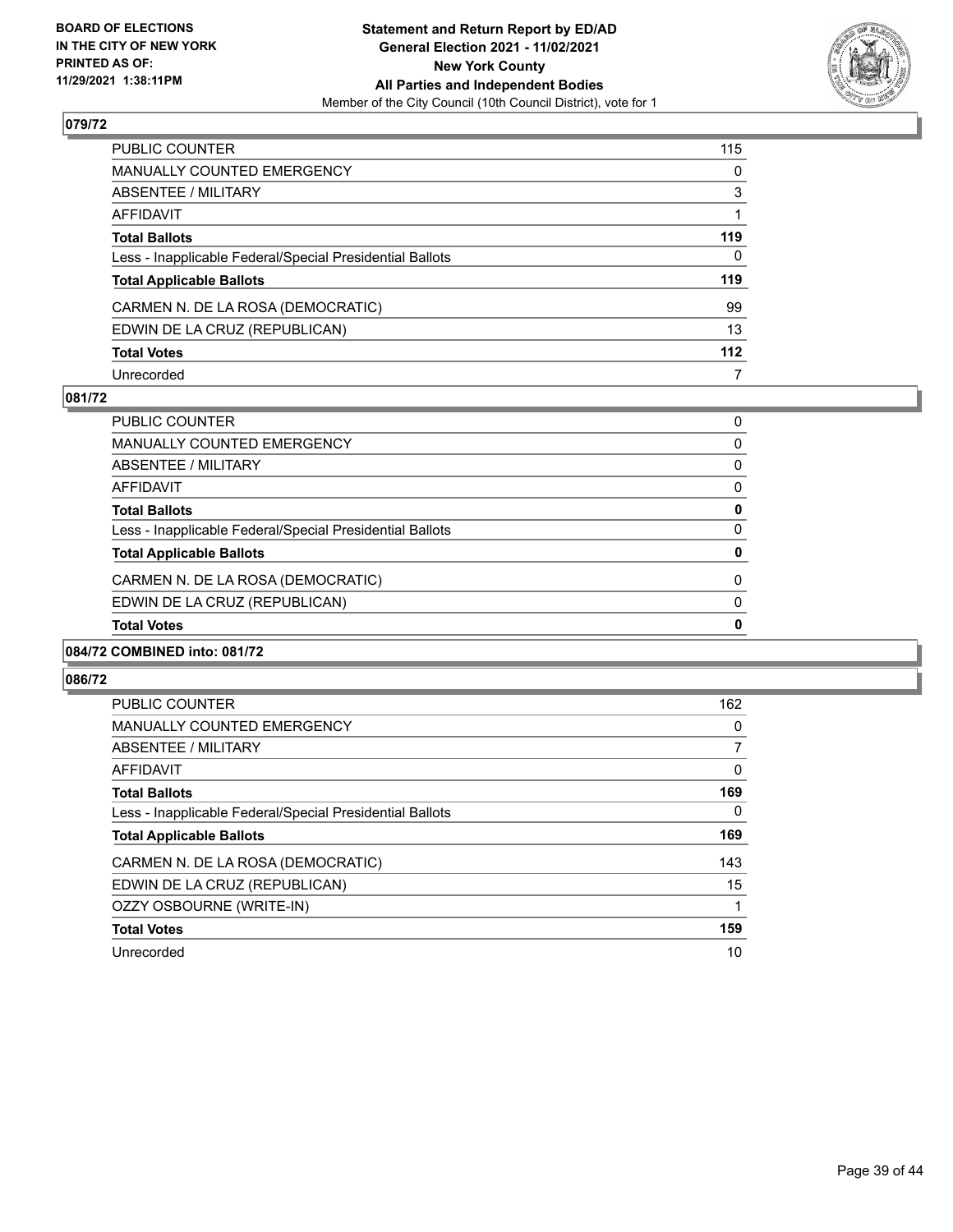## 079/72

| | |
|---|---|
| PUBLIC COUNTER | 115 |
| MANUALLY COUNTED EMERGENCY | 0 |
| ABSENTEE / MILITARY | 3 |
| AFFIDAVIT | 1 |
| **Total Ballots** | **119** |
| Less - Inapplicable Federal/Special Presidential Ballots | 0 |
| **Total Applicable Ballots** | **119** |
| CARMEN N. DE LA ROSA (DEMOCRATIC) | 99 |
| EDWIN DE LA CRUZ (REPUBLICAN) | 13 |
| **Total Votes** | **112** |
| Unrecorded | 7 |

## 081/72

| | |
|---|---|
| PUBLIC COUNTER | 0 |
| MANUALLY COUNTED EMERGENCY | 0 |
| ABSENTEE / MILITARY | 0 |
| AFFIDAVIT | 0 |
| **Total Ballots** | **0** |
| Less - Inapplicable Federal/Special Presidential Ballots | 0 |
| **Total Applicable Ballots** | **0** |
| CARMEN N. DE LA ROSA (DEMOCRATIC) | 0 |
| EDWIN DE LA CRUZ (REPUBLICAN) | 0 |
| **Total Votes** | **0** |

## 084/72 COMBINED into: 081/72

## 086/72

| | |
|---|---|
| PUBLIC COUNTER | 162 |
| MANUALLY COUNTED EMERGENCY | 0 |
| ABSENTEE / MILITARY | 7 |
| AFFIDAVIT | 0 |
| **Total Ballots** | **169** |
| Less - Inapplicable Federal/Special Presidential Ballots | 0 |
| **Total Applicable Ballots** | **169** |
| CARMEN N. DE LA ROSA (DEMOCRATIC) | 143 |
| EDWIN DE LA CRUZ (REPUBLICAN) | 15 |
| OZZY OSBOURNE (WRITE-IN) | 1 |
| **Total Votes** | **159** |
| Unrecorded | 10 |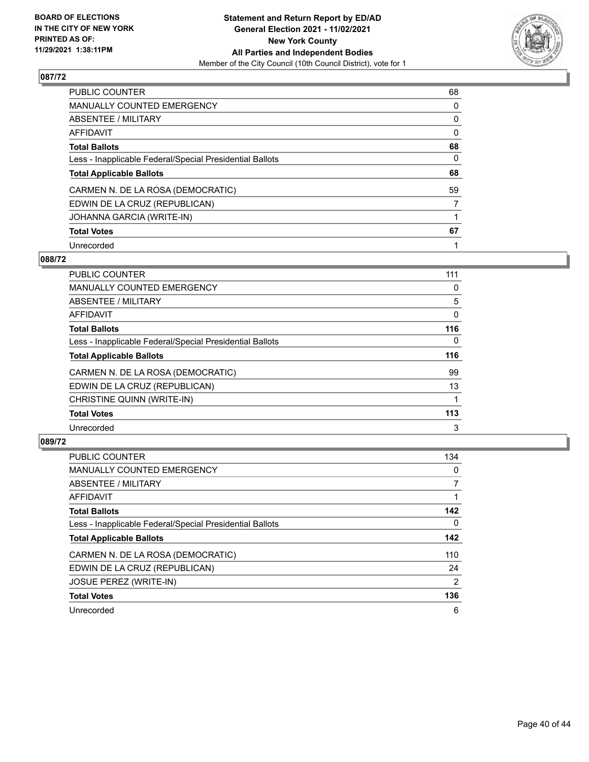BOARD OF ELECTIONS
IN THE CITY OF NEW YORK
PRINTED AS OF:
11/29/2021 1:38:11PM

**Statement and Return Report by ED/AD**
**General Election 2021 - 11/02/2021**
**New York County**
**All Parties and Independent Bodies**
Member of the City Council (10th Council District), vote for 1

## 087/72

| | |
|---|---|
| PUBLIC COUNTER | 68 |
| MANUALLY COUNTED EMERGENCY | 0 |
| ABSENTEE / MILITARY | 0 |
| AFFIDAVIT | 0 |
| **Total Ballots** | **68** |
| Less - Inapplicable Federal/Special Presidential Ballots | 0 |
| **Total Applicable Ballots** | **68** |
| CARMEN N. DE LA ROSA (DEMOCRATIC) | 59 |
| EDWIN DE LA CRUZ (REPUBLICAN) | 7 |
| JOHANNA GARCIA (WRITE-IN) | 1 |
| **Total Votes** | **67** |
| Unrecorded | 1 |

## 088/72

| | |
|---|---|
| PUBLIC COUNTER | 111 |
| MANUALLY COUNTED EMERGENCY | 0 |
| ABSENTEE / MILITARY | 5 |
| AFFIDAVIT | 0 |
| **Total Ballots** | **116** |
| Less - Inapplicable Federal/Special Presidential Ballots | 0 |
| **Total Applicable Ballots** | **116** |
| CARMEN N. DE LA ROSA (DEMOCRATIC) | 99 |
| EDWIN DE LA CRUZ (REPUBLICAN) | 13 |
| CHRISTINE QUINN (WRITE-IN) | 1 |
| **Total Votes** | **113** |
| Unrecorded | 3 |

## 089/72

| | |
|---|---|
| PUBLIC COUNTER | 134 |
| MANUALLY COUNTED EMERGENCY | 0 |
| ABSENTEE / MILITARY | 7 |
| AFFIDAVIT | 1 |
| **Total Ballots** | **142** |
| Less - Inapplicable Federal/Special Presidential Ballots | 0 |
| **Total Applicable Ballots** | **142** |
| CARMEN N. DE LA ROSA (DEMOCRATIC) | 110 |
| EDWIN DE LA CRUZ (REPUBLICAN) | 24 |
| JOSUE PEREZ (WRITE-IN) | 2 |
| **Total Votes** | **136** |
| Unrecorded | 6 |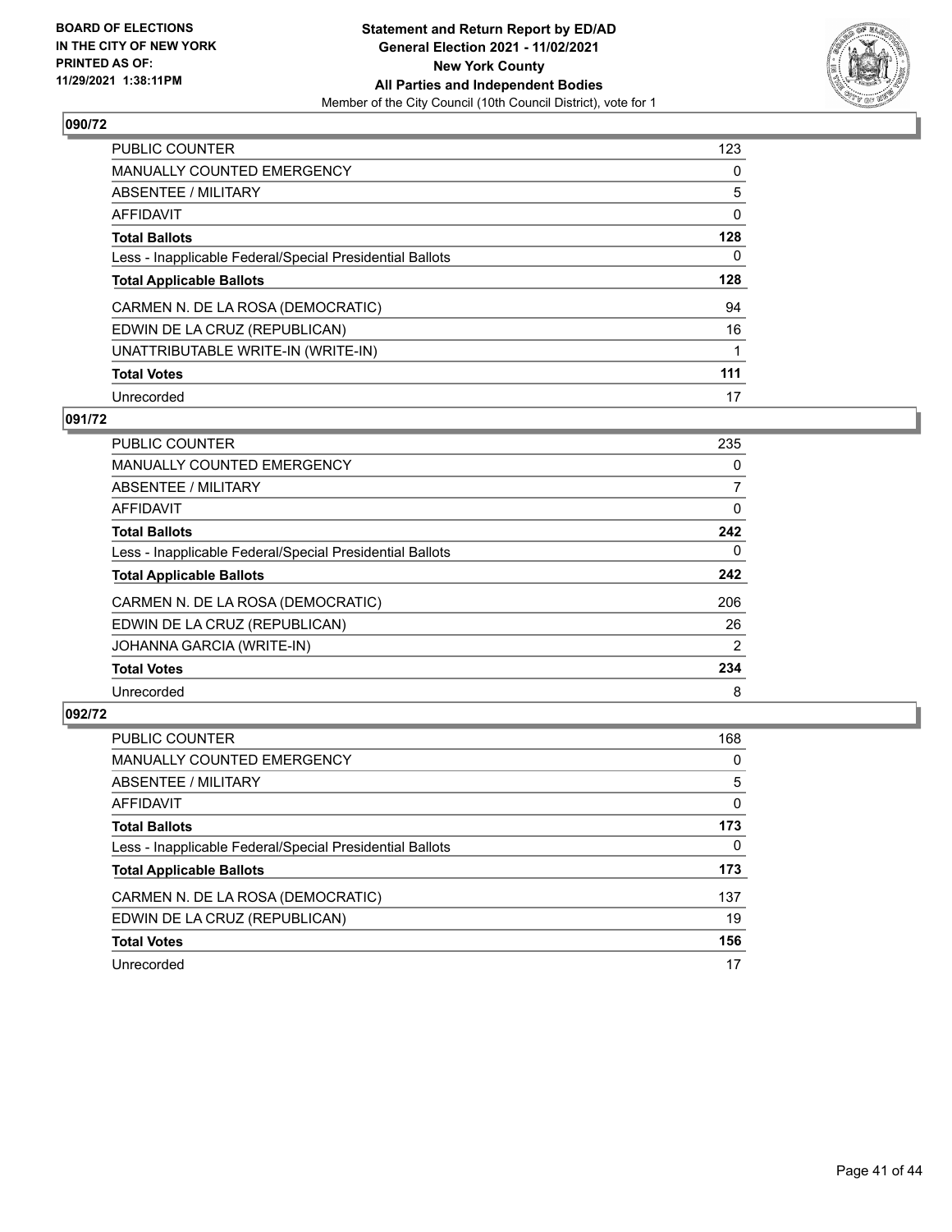BOARD OF ELECTIONS
IN THE CITY OF NEW YORK
PRINTED AS OF:
11/29/2021 1:38:11PM

**Statement and Return Report by ED/AD**
**General Election 2021 - 11/02/2021**
**New York County**
**All Parties and Independent Bodies**
Member of the City Council (10th Council District), vote for 1

## 090/72

| | |
|---|---|
| PUBLIC COUNTER | 123 |
| MANUALLY COUNTED EMERGENCY | 0 |
| ABSENTEE / MILITARY | 5 |
| AFFIDAVIT | 0 |
| **Total Ballots** | **128** |
| Less - Inapplicable Federal/Special Presidential Ballots | 0 |
| **Total Applicable Ballots** | **128** |
| CARMEN N. DE LA ROSA (DEMOCRATIC) | 94 |
| EDWIN DE LA CRUZ (REPUBLICAN) | 16 |
| UNATTRIBUTABLE WRITE-IN (WRITE-IN) | 1 |
| **Total Votes** | **111** |
| Unrecorded | 17 |

## 091/72

| | |
|---|---|
| PUBLIC COUNTER | 235 |
| MANUALLY COUNTED EMERGENCY | 0 |
| ABSENTEE / MILITARY | 7 |
| AFFIDAVIT | 0 |
| **Total Ballots** | **242** |
| Less - Inapplicable Federal/Special Presidential Ballots | 0 |
| **Total Applicable Ballots** | **242** |
| CARMEN N. DE LA ROSA (DEMOCRATIC) | 206 |
| EDWIN DE LA CRUZ (REPUBLICAN) | 26 |
| JOHANNA GARCIA (WRITE-IN) | 2 |
| **Total Votes** | **234** |
| Unrecorded | 8 |

## 092/72

| | |
|---|---|
| PUBLIC COUNTER | 168 |
| MANUALLY COUNTED EMERGENCY | 0 |
| ABSENTEE / MILITARY | 5 |
| AFFIDAVIT | 0 |
| **Total Ballots** | **173** |
| Less - Inapplicable Federal/Special Presidential Ballots | 0 |
| **Total Applicable Ballots** | **173** |
| CARMEN N. DE LA ROSA (DEMOCRATIC) | 137 |
| EDWIN DE LA CRUZ (REPUBLICAN) | 19 |
| **Total Votes** | **156** |
| Unrecorded | 17 |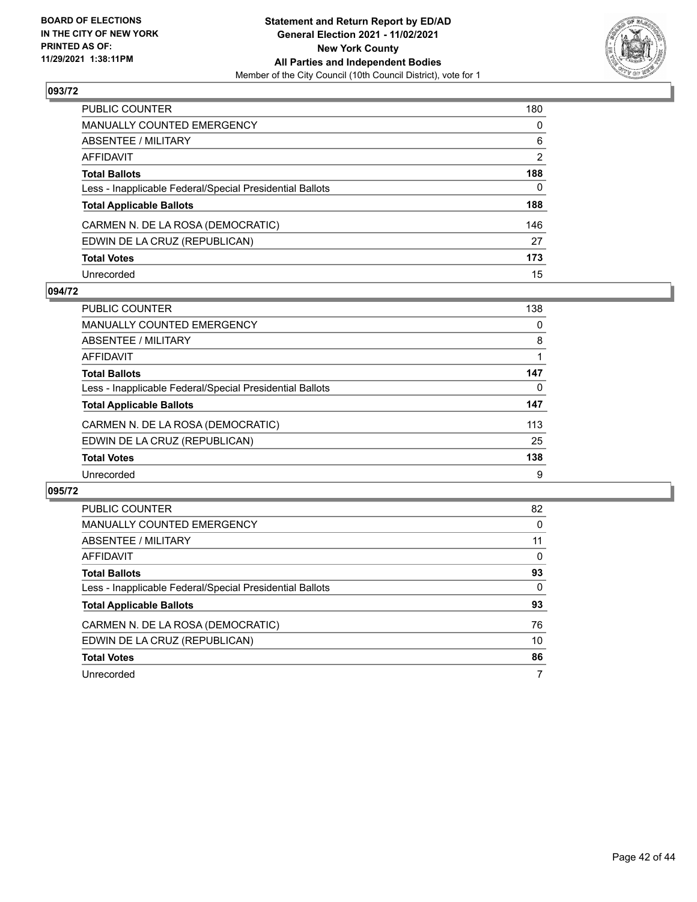BOARD OF ELECTIONS
IN THE CITY OF NEW YORK
PRINTED AS OF:
11/29/2021 1:38:11PM

**Statement and Return Report by ED/AD**
**General Election 2021 - 11/02/2021**
**New York County**
**All Parties and Independent Bodies**
Member of the City Council (10th Council District), vote for 1

## 093/72

| | |
|---|---|
| PUBLIC COUNTER | 180 |
| MANUALLY COUNTED EMERGENCY | 0 |
| ABSENTEE / MILITARY | 6 |
| AFFIDAVIT | 2 |
| **Total Ballots** | **188** |
| Less - Inapplicable Federal/Special Presidential Ballots | 0 |
| **Total Applicable Ballots** | **188** |
| CARMEN N. DE LA ROSA (DEMOCRATIC) | 146 |
| EDWIN DE LA CRUZ (REPUBLICAN) | 27 |
| **Total Votes** | **173** |
| Unrecorded | 15 |

## 094/72

| | |
|---|---|
| PUBLIC COUNTER | 138 |
| MANUALLY COUNTED EMERGENCY | 0 |
| ABSENTEE / MILITARY | 8 |
| AFFIDAVIT | 1 |
| **Total Ballots** | **147** |
| Less - Inapplicable Federal/Special Presidential Ballots | 0 |
| **Total Applicable Ballots** | **147** |
| CARMEN N. DE LA ROSA (DEMOCRATIC) | 113 |
| EDWIN DE LA CRUZ (REPUBLICAN) | 25 |
| **Total Votes** | **138** |
| Unrecorded | 9 |

## 095/72

| | |
|---|---|
| PUBLIC COUNTER | 82 |
| MANUALLY COUNTED EMERGENCY | 0 |
| ABSENTEE / MILITARY | 11 |
| AFFIDAVIT | 0 |
| **Total Ballots** | **93** |
| Less - Inapplicable Federal/Special Presidential Ballots | 0 |
| **Total Applicable Ballots** | **93** |
| CARMEN N. DE LA ROSA (DEMOCRATIC) | 76 |
| EDWIN DE LA CRUZ (REPUBLICAN) | 10 |
| **Total Votes** | **86** |
| Unrecorded | 7 |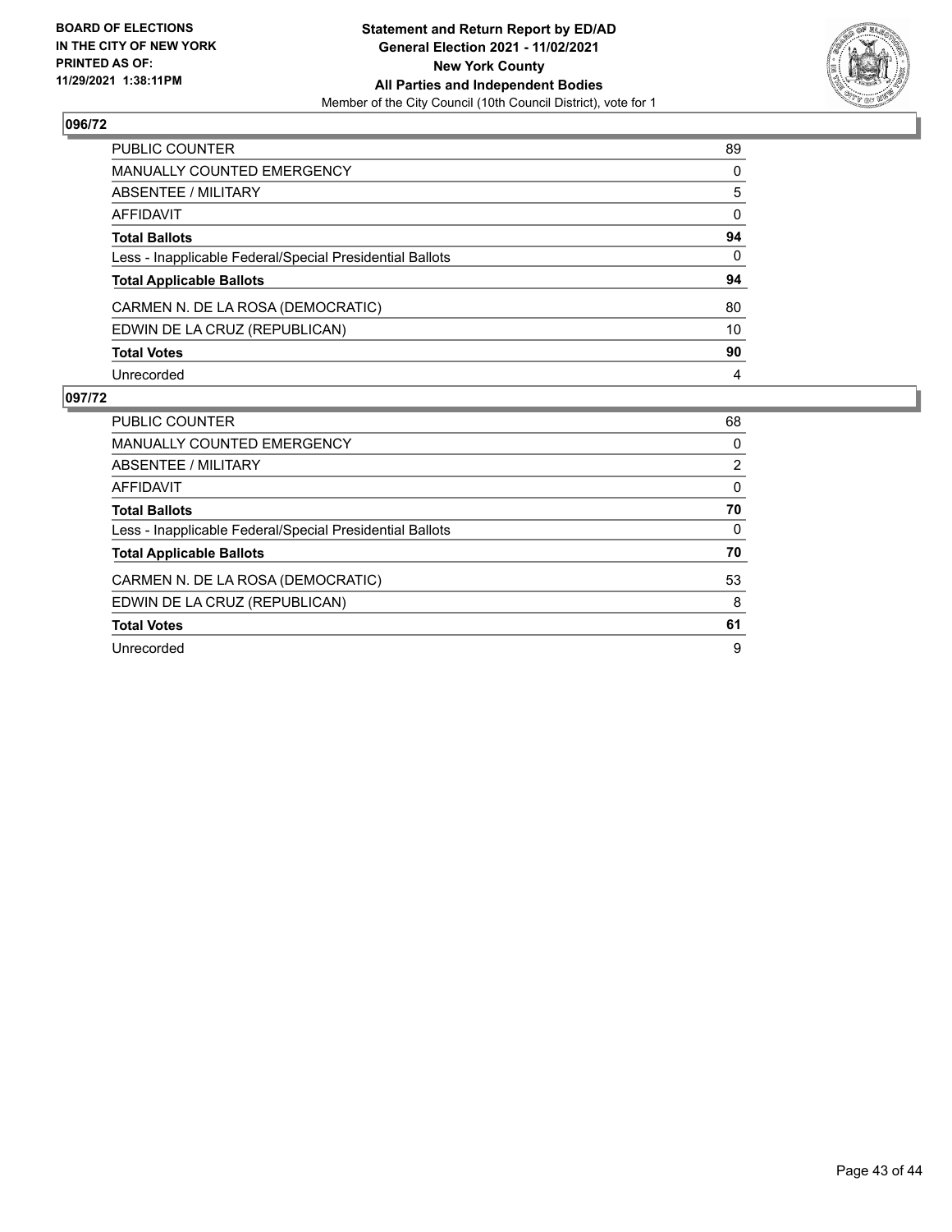### 096/72

| | |
|---|---|
| PUBLIC COUNTER | 89 |
| MANUALLY COUNTED EMERGENCY | 0 |
| ABSENTEE / MILITARY | 5 |
| AFFIDAVIT | 0 |
| **Total Ballots** | **94** |
| Less - Inapplicable Federal/Special Presidential Ballots | 0 |
| **Total Applicable Ballots** | **94** |
| CARMEN N. DE LA ROSA (DEMOCRATIC) | 80 |
| EDWIN DE LA CRUZ (REPUBLICAN) | 10 |
| **Total Votes** | **90** |
| Unrecorded | 4 |

### 097/72

| | |
|---|---|
| PUBLIC COUNTER | 68 |
| MANUALLY COUNTED EMERGENCY | 0 |
| ABSENTEE / MILITARY | 2 |
| AFFIDAVIT | 0 |
| **Total Ballots** | **70** |
| Less - Inapplicable Federal/Special Presidential Ballots | 0 |
| **Total Applicable Ballots** | **70** |
| CARMEN N. DE LA ROSA (DEMOCRATIC) | 53 |
| EDWIN DE LA CRUZ (REPUBLICAN) | 8 |
| **Total Votes** | **61** |
| Unrecorded | 9 |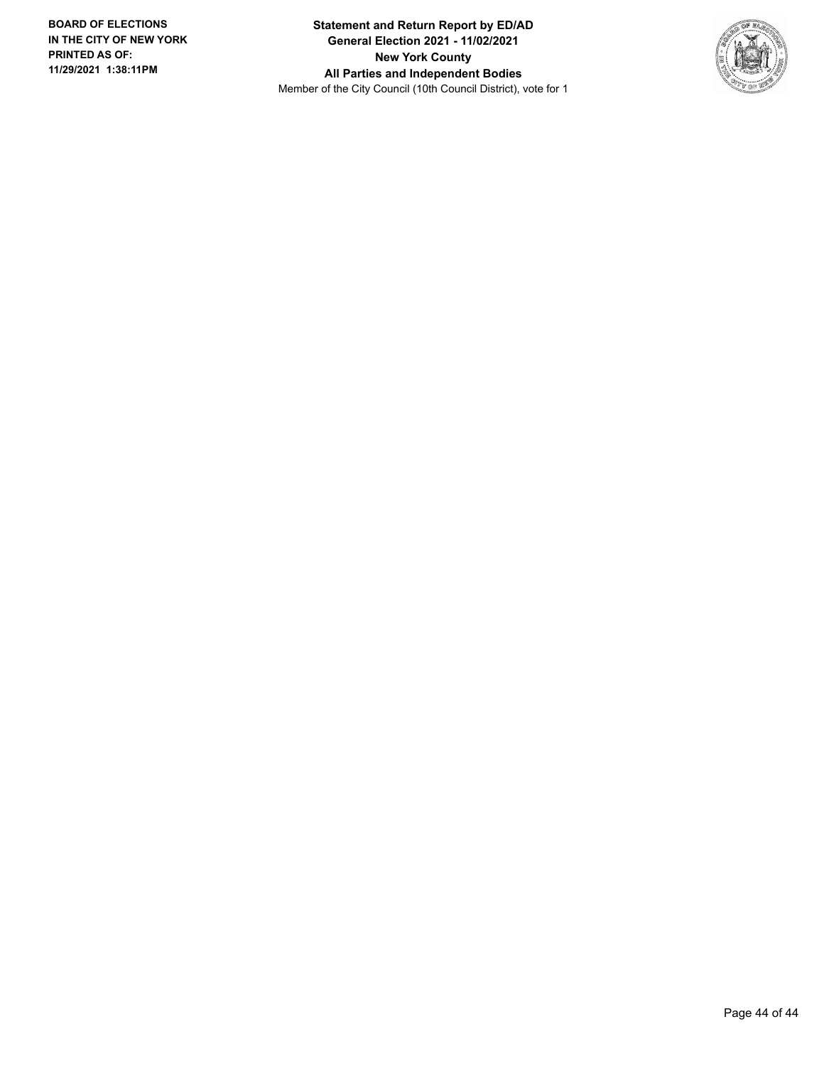**BOARD OF ELECTIONS**
**IN THE CITY OF NEW YORK**
**PRINTED AS OF:**
**11/29/2021 1:38:11PM**

**Statement and Return Report by ED/AD**
**General Election 2021 - 11/02/2021**
**New York County**
**All Parties and Independent Bodies**
Member of the City Council (10th Council District), vote for 1